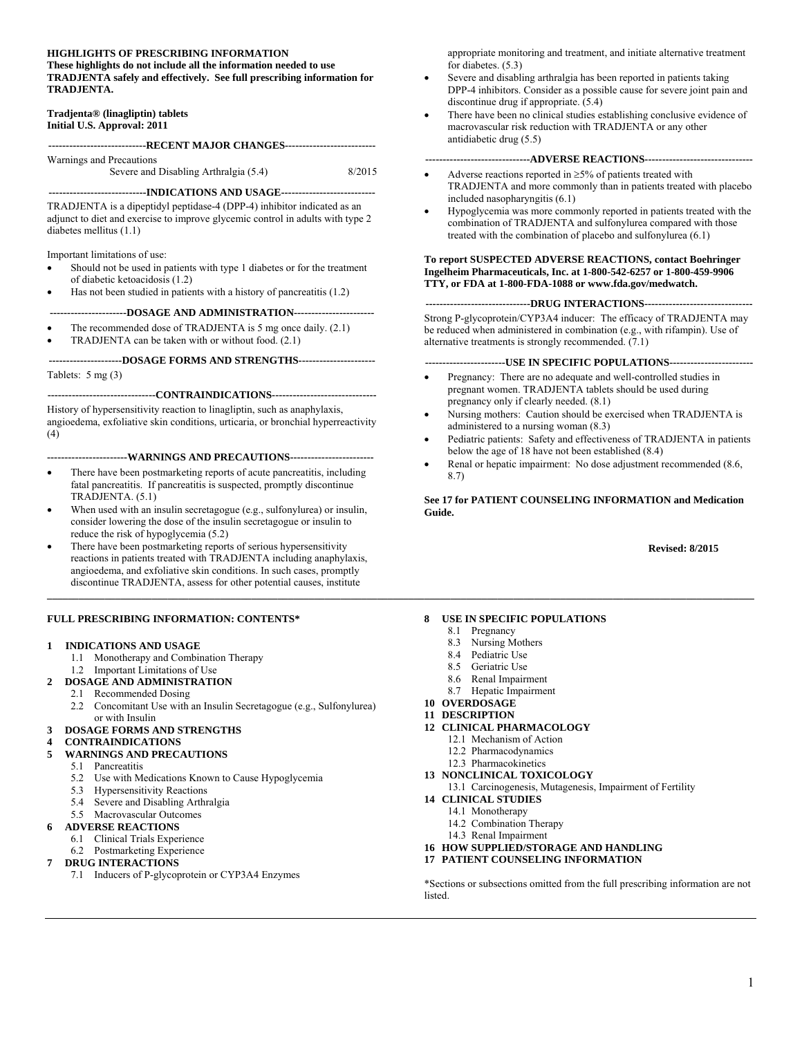**HIGHLIGHTS OF PRESCRIBING INFORMATION**
**These highlights do not include all the information needed to use TRADJENTA safely and effectively. See full prescribing information for TRADJENTA.**

**Tradjenta® (linagliptin) tablets**
**Initial U.S. Approval: 2011**

**RECENT MAJOR CHANGES**

Warnings and Precautions
Severe and Disabling Arthralgia (5.4) 8/2015

**INDICATIONS AND USAGE**

TRADJENTA is a dipeptidyl peptidase-4 (DPP-4) inhibitor indicated as an adjunct to diet and exercise to improve glycemic control in adults with type 2 diabetes mellitus (1.1)

Important limitations of use:

- Should not be used in patients with type 1 diabetes or for the treatment of diabetic ketoacidosis (1.2)
- Has not been studied in patients with a history of pancreatitis (1.2)

**DOSAGE AND ADMINISTRATION**

- The recommended dose of TRADJENTA is 5 mg once daily. (2.1)
- TRADJENTA can be taken with or without food. (2.1)

**DOSAGE FORMS AND STRENGTHS**

Tablets: 5 mg (3)

**CONTRAINDICATIONS**

History of hypersensitivity reaction to linagliptin, such as anaphylaxis, angioedema, exfoliative skin conditions, urticaria, or bronchial hyperreactivity (4)

**WARNINGS AND PRECAUTIONS**

- There have been postmarketing reports of acute pancreatitis, including fatal pancreatitis. If pancreatitis is suspected, promptly discontinue TRADJENTA. (5.1)
- When used with an insulin secretagogue (e.g., sulfonylurea) or insulin, consider lowering the dose of the insulin secretagogue or insulin to reduce the risk of hypoglycemia (5.2)
- There have been postmarketing reports of serious hypersensitivity reactions in patients treated with TRADJENTA including anaphylaxis, angioedema, and exfoliative skin conditions. In such cases, promptly discontinue TRADJENTA, assess for other potential causes, institute appropriate monitoring and treatment, and initiate alternative treatment for diabetes. (5.3)
- Severe and disabling arthralgia has been reported in patients taking DPP-4 inhibitors. Consider as a possible cause for severe joint pain and discontinue drug if appropriate. (5.4)
- There have been no clinical studies establishing conclusive evidence of macrovascular risk reduction with TRADJENTA or any other antidiabetic drug (5.5)

**ADVERSE REACTIONS**

- Adverse reactions reported in ≥5% of patients treated with TRADJENTA and more commonly than in patients treated with placebo included nasopharyngitis (6.1)
- Hypoglycemia was more commonly reported in patients treated with the combination of TRADJENTA and sulfonylurea compared with those treated with the combination of placebo and sulfonylurea (6.1)

**To report SUSPECTED ADVERSE REACTIONS, contact Boehringer Ingelheim Pharmaceuticals, Inc. at 1-800-542-6257 or 1-800-459-9906 TTY, or FDA at 1-800-FDA-1088 or www.fda.gov/medwatch.**

**DRUG INTERACTIONS**

Strong P-glycoprotein/CYP3A4 inducer: The efficacy of TRADJENTA may be reduced when administered in combination (e.g., with rifampin). Use of alternative treatments is strongly recommended. (7.1)

**USE IN SPECIFIC POPULATIONS**

- Pregnancy: There are no adequate and well-controlled studies in pregnant women. TRADJENTA tablets should be used during pregnancy only if clearly needed. (8.1)
- Nursing mothers: Caution should be exercised when TRADJENTA is administered to a nursing woman (8.3)
- Pediatric patients: Safety and effectiveness of TRADJENTA in patients below the age of 18 have not been established (8.4)
- Renal or hepatic impairment: No dose adjustment recommended (8.6, 8.7)

**See 17 for PATIENT COUNSELING INFORMATION and Medication Guide.**

**Revised: 8/2015**

---

**FULL PRESCRIBING INFORMATION: CONTENTS***

**1 INDICATIONS AND USAGE**
- 1.1 Monotherapy and Combination Therapy
- 1.2 Important Limitations of Use

**2 DOSAGE AND ADMINISTRATION**
- 2.1 Recommended Dosing
- 2.2 Concomitant Use with an Insulin Secretagogue (e.g., Sulfonylurea) or with Insulin

**3 DOSAGE FORMS AND STRENGTHS**

**4 CONTRAINDICATIONS**

**5 WARNINGS AND PRECAUTIONS**
- 5.1 Pancreatitis
- 5.2 Use with Medications Known to Cause Hypoglycemia
- 5.3 Hypersensitivity Reactions
- 5.4 Severe and Disabling Arthralgia
- 5.5 Macrovascular Outcomes

**6 ADVERSE REACTIONS**
- 6.1 Clinical Trials Experience
- 6.2 Postmarketing Experience

**7 DRUG INTERACTIONS**
- 7.1 Inducers of P-glycoprotein or CYP3A4 Enzymes

**8 USE IN SPECIFIC POPULATIONS**
- 8.1 Pregnancy
- 8.3 Nursing Mothers
- 8.4 Pediatric Use
- 8.5 Geriatric Use
- 8.6 Renal Impairment
- 8.7 Hepatic Impairment

**10 OVERDOSAGE**

**11 DESCRIPTION**

**12 CLINICAL PHARMACOLOGY**
- 12.1 Mechanism of Action
- 12.2 Pharmacodynamics
- 12.3 Pharmacokinetics

**13 NONCLINICAL TOXICOLOGY**
- 13.1 Carcinogenesis, Mutagenesis, Impairment of Fertility

**14 CLINICAL STUDIES**
- 14.1 Monotherapy
- 14.2 Combination Therapy
- 14.3 Renal Impairment

**16 HOW SUPPLIED/STORAGE AND HANDLING**

**17 PATIENT COUNSELING INFORMATION**

*Sections or subsections omitted from the full prescribing information are not listed.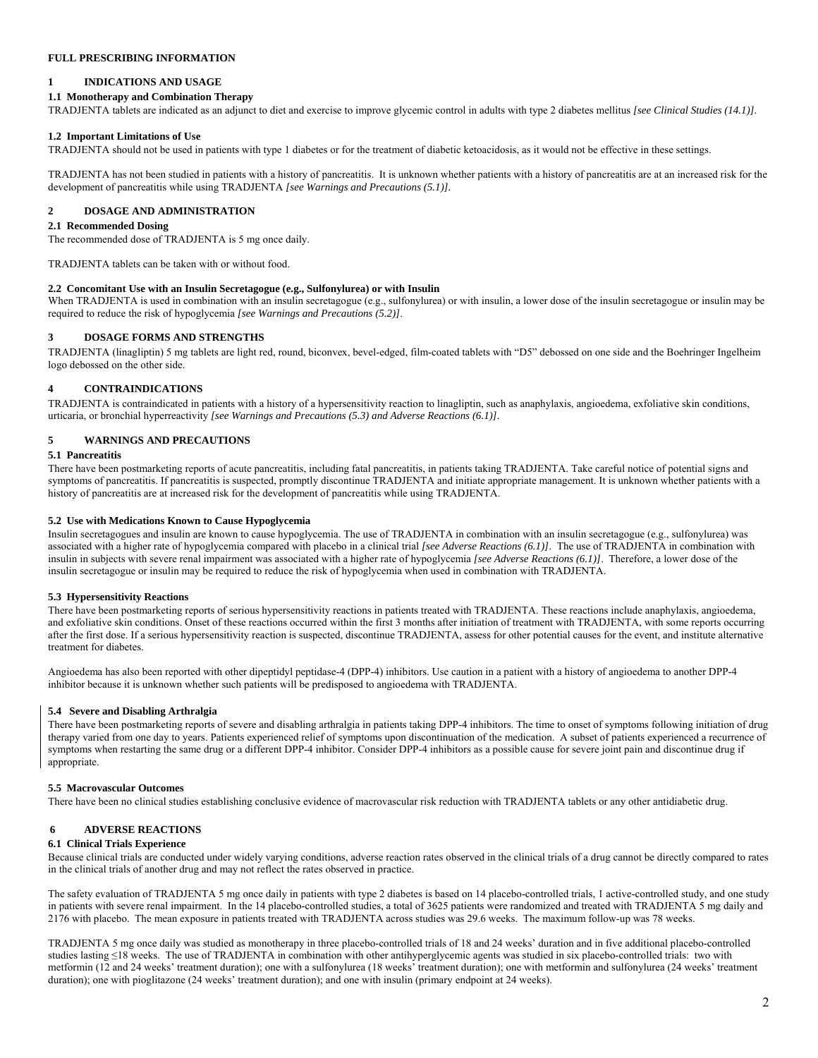# FULL PRESCRIBING INFORMATION

## 1 INDICATIONS AND USAGE

### 1.1 Monotherapy and Combination Therapy

TRADJENTA tablets are indicated as an adjunct to diet and exercise to improve glycemic control in adults with type 2 diabetes mellitus *[see Clinical Studies (14.1)]*.

### 1.2 Important Limitations of Use

TRADJENTA should not be used in patients with type 1 diabetes or for the treatment of diabetic ketoacidosis, as it would not be effective in these settings.

TRADJENTA has not been studied in patients with a history of pancreatitis. It is unknown whether patients with a history of pancreatitis are at an increased risk for the development of pancreatitis while using TRADJENTA *[see Warnings and Precautions (5.1)]*.

## 2 DOSAGE AND ADMINISTRATION

### 2.1 Recommended Dosing

The recommended dose of TRADJENTA is 5 mg once daily.

TRADJENTA tablets can be taken with or without food.

### 2.2 Concomitant Use with an Insulin Secretagogue (e.g., Sulfonylurea) or with Insulin

When TRADJENTA is used in combination with an insulin secretagogue (e.g., sulfonylurea) or with insulin, a lower dose of the insulin secretagogue or insulin may be required to reduce the risk of hypoglycemia *[see Warnings and Precautions (5.2)]*.

## 3 DOSAGE FORMS AND STRENGTHS

TRADJENTA (linagliptin) 5 mg tablets are light red, round, biconvex, bevel-edged, film-coated tablets with "D5" debossed on one side and the Boehringer Ingelheim logo debossed on the other side.

## 4 CONTRAINDICATIONS

TRADJENTA is contraindicated in patients with a history of a hypersensitivity reaction to linagliptin, such as anaphylaxis, angioedema, exfoliative skin conditions, urticaria, or bronchial hyperreactivity *[see Warnings and Precautions (5.3) and Adverse Reactions (6.1)]*.

## 5 WARNINGS AND PRECAUTIONS

### 5.1 Pancreatitis

There have been postmarketing reports of acute pancreatitis, including fatal pancreatitis, in patients taking TRADJENTA. Take careful notice of potential signs and symptoms of pancreatitis. If pancreatitis is suspected, promptly discontinue TRADJENTA and initiate appropriate management. It is unknown whether patients with a history of pancreatitis are at increased risk for the development of pancreatitis while using TRADJENTA.

### 5.2 Use with Medications Known to Cause Hypoglycemia

Insulin secretagogues and insulin are known to cause hypoglycemia. The use of TRADJENTA in combination with an insulin secretagogue (e.g., sulfonylurea) was associated with a higher rate of hypoglycemia compared with placebo in a clinical trial *[see Adverse Reactions (6.1)]*. The use of TRADJENTA in combination with insulin in subjects with severe renal impairment was associated with a higher rate of hypoglycemia *[see Adverse Reactions (6.1)]*. Therefore, a lower dose of the insulin secretagogue or insulin may be required to reduce the risk of hypoglycemia when used in combination with TRADJENTA.

### 5.3 Hypersensitivity Reactions

There have been postmarketing reports of serious hypersensitivity reactions in patients treated with TRADJENTA. These reactions include anaphylaxis, angioedema, and exfoliative skin conditions. Onset of these reactions occurred within the first 3 months after initiation of treatment with TRADJENTA, with some reports occurring after the first dose. If a serious hypersensitivity reaction is suspected, discontinue TRADJENTA, assess for other potential causes for the event, and institute alternative treatment for diabetes.

Angioedema has also been reported with other dipeptidyl peptidase-4 (DPP-4) inhibitors. Use caution in a patient with a history of angioedema to another DPP-4 inhibitor because it is unknown whether such patients will be predisposed to angioedema with TRADJENTA.

### 5.4 Severe and Disabling Arthralgia

There have been postmarketing reports of severe and disabling arthralgia in patients taking DPP-4 inhibitors. The time to onset of symptoms following initiation of drug therapy varied from one day to years. Patients experienced relief of symptoms upon discontinuation of the medication. A subset of patients experienced a recurrence of symptoms when restarting the same drug or a different DPP-4 inhibitor. Consider DPP-4 inhibitors as a possible cause for severe joint pain and discontinue drug if appropriate.

### 5.5 Macrovascular Outcomes

There have been no clinical studies establishing conclusive evidence of macrovascular risk reduction with TRADJENTA tablets or any other antidiabetic drug.

## 6 ADVERSE REACTIONS

### 6.1 Clinical Trials Experience

Because clinical trials are conducted under widely varying conditions, adverse reaction rates observed in the clinical trials of a drug cannot be directly compared to rates in the clinical trials of another drug and may not reflect the rates observed in practice.

The safety evaluation of TRADJENTA 5 mg once daily in patients with type 2 diabetes is based on 14 placebo-controlled trials, 1 active-controlled study, and one study in patients with severe renal impairment. In the 14 placebo-controlled studies, a total of 3625 patients were randomized and treated with TRADJENTA 5 mg daily and 2176 with placebo. The mean exposure in patients treated with TRADJENTA across studies was 29.6 weeks. The maximum follow-up was 78 weeks.

TRADJENTA 5 mg once daily was studied as monotherapy in three placebo-controlled trials of 18 and 24 weeks' duration and in five additional placebo-controlled studies lasting ≤18 weeks. The use of TRADJENTA in combination with other antihyperglycemic agents was studied in six placebo-controlled trials: two with metformin (12 and 24 weeks' treatment duration); one with a sulfonylurea (18 weeks' treatment duration); one with metformin and sulfonylurea (24 weeks' treatment duration); one with pioglitazone (24 weeks' treatment duration); and one with insulin (primary endpoint at 24 weeks).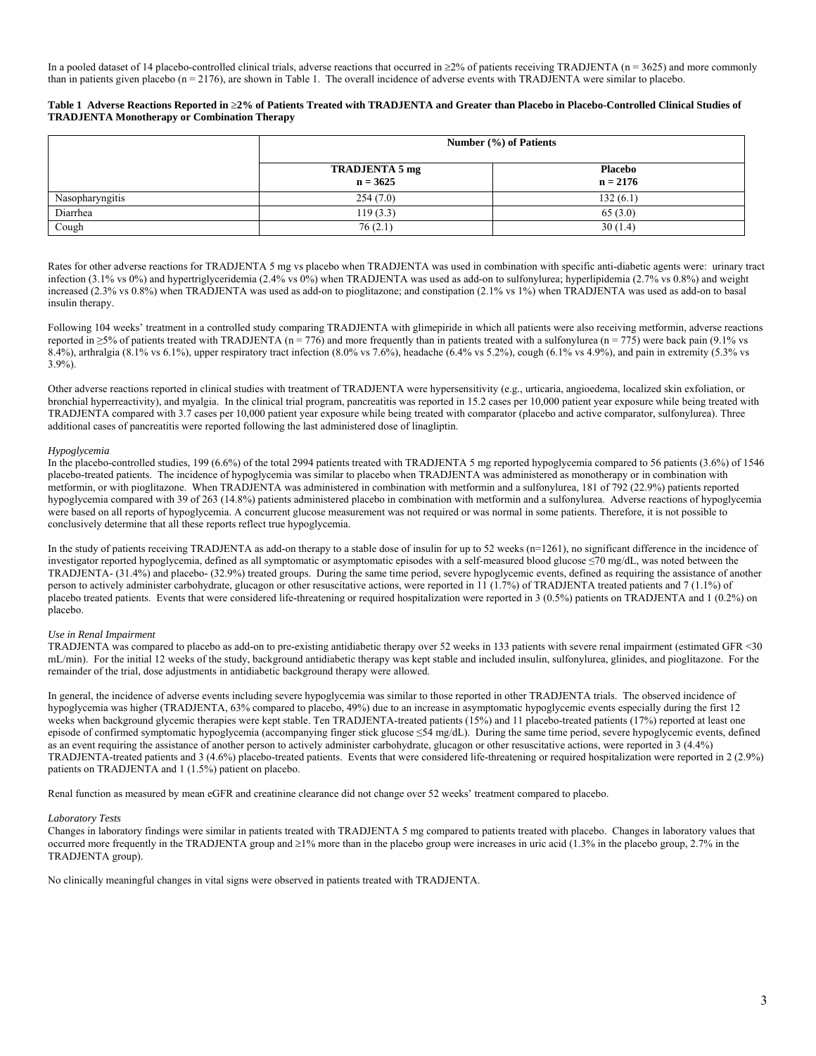In a pooled dataset of 14 placebo-controlled clinical trials, adverse reactions that occurred in ≥2% of patients receiving TRADJENTA (n = 3625) and more commonly than in patients given placebo (n = 2176), are shown in Table 1. The overall incidence of adverse events with TRADJENTA were similar to placebo.

**Table 1 Adverse Reactions Reported in ≥2% of Patients Treated with TRADJENTA and Greater than Placebo in Placebo-Controlled Clinical Studies of TRADJENTA Monotherapy or Combination Therapy**

| | Number (%) of Patients | |
|---|---|---|
| | **TRADJENTA 5 mg n = 3625** | **Placebo n = 2176** |
| Nasopharyngitis | 254 (7.0) | 132 (6.1) |
| Diarrhea | 119 (3.3) | 65 (3.0) |
| Cough | 76 (2.1) | 30 (1.4) |

Rates for other adverse reactions for TRADJENTA 5 mg vs placebo when TRADJENTA was used in combination with specific anti-diabetic agents were: urinary tract infection (3.1% vs 0%) and hypertriglyceridemia (2.4% vs 0%) when TRADJENTA was used as add-on to sulfonylurea; hyperlipidemia (2.7% vs 0.8%) and weight increased (2.3% vs 0.8%) when TRADJENTA was used as add-on to pioglitazone; and constipation (2.1% vs 1%) when TRADJENTA was used as add-on to basal insulin therapy.

Following 104 weeks' treatment in a controlled study comparing TRADJENTA with glimepiride in which all patients were also receiving metformin, adverse reactions reported in ≥5% of patients treated with TRADJENTA (n = 776) and more frequently than in patients treated with a sulfonylurea (n = 775) were back pain (9.1% vs 8.4%), arthralgia (8.1% vs 6.1%), upper respiratory tract infection (8.0% vs 7.6%), headache (6.4% vs 5.2%), cough (6.1% vs 4.9%), and pain in extremity (5.3% vs 3.9%).

Other adverse reactions reported in clinical studies with treatment of TRADJENTA were hypersensitivity (e.g., urticaria, angioedema, localized skin exfoliation, or bronchial hyperreactivity), and myalgia. In the clinical trial program, pancreatitis was reported in 15.2 cases per 10,000 patient year exposure while being treated with TRADJENTA compared with 3.7 cases per 10,000 patient year exposure while being treated with comparator (placebo and active comparator, sulfonylurea). Three additional cases of pancreatitis were reported following the last administered dose of linagliptin.

*Hypoglycemia*

In the placebo-controlled studies, 199 (6.6%) of the total 2994 patients treated with TRADJENTA 5 mg reported hypoglycemia compared to 56 patients (3.6%) of 1546 placebo-treated patients. The incidence of hypoglycemia was similar to placebo when TRADJENTA was administered as monotherapy or in combination with metformin, or with pioglitazone. When TRADJENTA was administered in combination with metformin and a sulfonylurea, 181 of 792 (22.9%) patients reported hypoglycemia compared with 39 of 263 (14.8%) patients administered placebo in combination with metformin and a sulfonylurea. Adverse reactions of hypoglycemia were based on all reports of hypoglycemia. A concurrent glucose measurement was not required or was normal in some patients. Therefore, it is not possible to conclusively determine that all these reports reflect true hypoglycemia.

In the study of patients receiving TRADJENTA as add-on therapy to a stable dose of insulin for up to 52 weeks (n=1261), no significant difference in the incidence of investigator reported hypoglycemia, defined as all symptomatic or asymptomatic episodes with a self-measured blood glucose ≤70 mg/dL, was noted between the TRADJENTA- (31.4%) and placebo- (32.9%) treated groups. During the same time period, severe hypoglycemic events, defined as requiring the assistance of another person to actively administer carbohydrate, glucagon or other resuscitative actions, were reported in 11 (1.7%) of TRADJENTA treated patients and 7 (1.1%) of placebo treated patients. Events that were considered life-threatening or required hospitalization were reported in 3 (0.5%) patients on TRADJENTA and 1 (0.2%) on placebo.

*Use in Renal Impairment*

TRADJENTA was compared to placebo as add-on to pre-existing antidiabetic therapy over 52 weeks in 133 patients with severe renal impairment (estimated GFR <30 mL/min). For the initial 12 weeks of the study, background antidiabetic therapy was kept stable and included insulin, sulfonylurea, glinides, and pioglitazone. For the remainder of the trial, dose adjustments in antidiabetic background therapy were allowed.

In general, the incidence of adverse events including severe hypoglycemia was similar to those reported in other TRADJENTA trials. The observed incidence of hypoglycemia was higher (TRADJENTA, 63% compared to placebo, 49%) due to an increase in asymptomatic hypoglycemic events especially during the first 12 weeks when background glycemic therapies were kept stable. Ten TRADJENTA-treated patients (15%) and 11 placebo-treated patients (17%) reported at least one episode of confirmed symptomatic hypoglycemia (accompanying finger stick glucose ≤54 mg/dL). During the same time period, severe hypoglycemic events, defined as an event requiring the assistance of another person to actively administer carbohydrate, glucagon or other resuscitative actions, were reported in 3 (4.4%) TRADJENTA-treated patients and 3 (4.6%) placebo-treated patients. Events that were considered life-threatening or required hospitalization were reported in 2 (2.9%) patients on TRADJENTA and 1 (1.5%) patient on placebo.

Renal function as measured by mean eGFR and creatinine clearance did not change over 52 weeks' treatment compared to placebo.

*Laboratory Tests*

Changes in laboratory findings were similar in patients treated with TRADJENTA 5 mg compared to patients treated with placebo. Changes in laboratory values that occurred more frequently in the TRADJENTA group and ≥1% more than in the placebo group were increases in uric acid (1.3% in the placebo group, 2.7% in the TRADJENTA group).

No clinically meaningful changes in vital signs were observed in patients treated with TRADJENTA.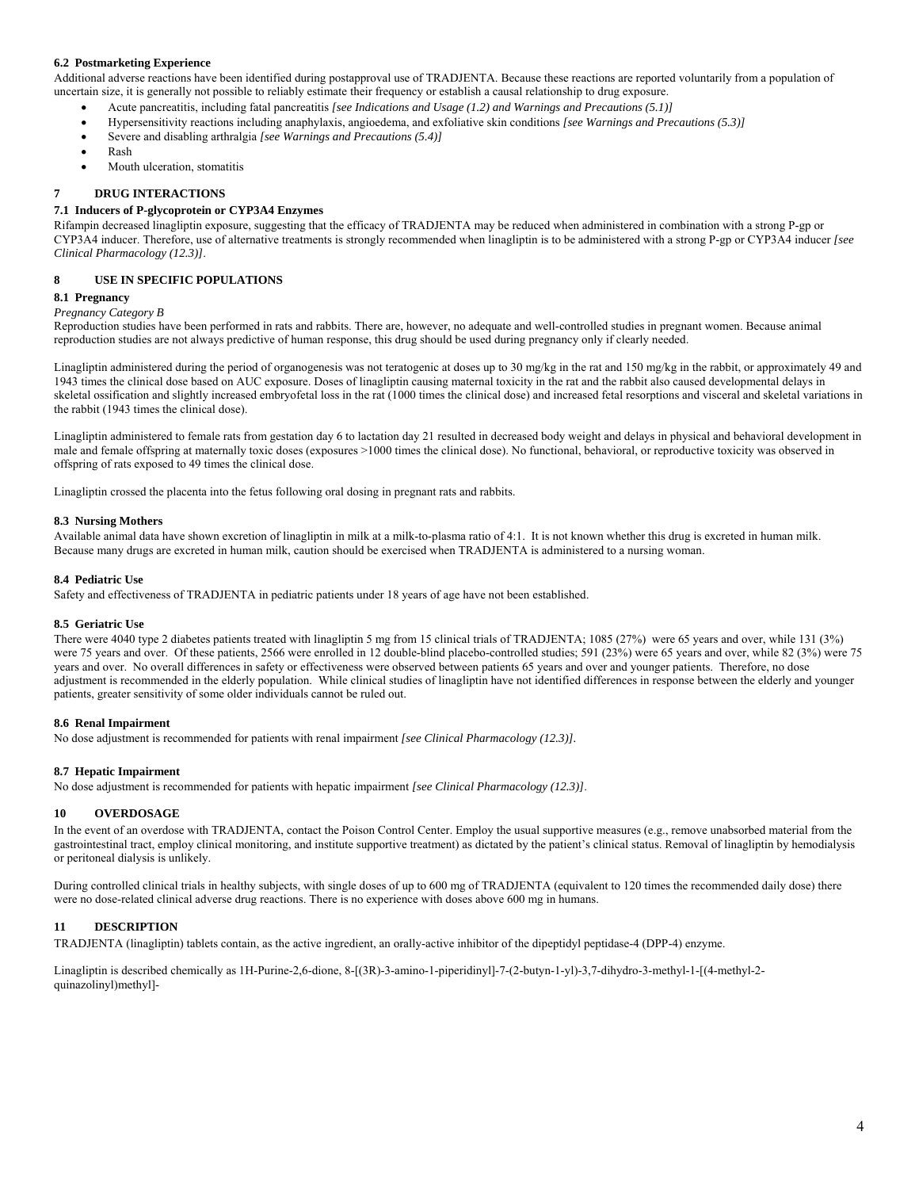### 6.2 Postmarketing Experience

Additional adverse reactions have been identified during postapproval use of TRADJENTA. Because these reactions are reported voluntarily from a population of uncertain size, it is generally not possible to reliably estimate their frequency or establish a causal relationship to drug exposure.

- Acute pancreatitis, including fatal pancreatitis *[see Indications and Usage (1.2) and Warnings and Precautions (5.1)]*
- Hypersensitivity reactions including anaphylaxis, angioedema, and exfoliative skin conditions *[see Warnings and Precautions (5.3)]*
- Severe and disabling arthralgia *[see Warnings and Precautions (5.4)]*
- Rash
- Mouth ulceration, stomatitis

## 7 DRUG INTERACTIONS

### 7.1 Inducers of P-glycoprotein or CYP3A4 Enzymes

Rifampin decreased linagliptin exposure, suggesting that the efficacy of TRADJENTA may be reduced when administered in combination with a strong P-gp or CYP3A4 inducer. Therefore, use of alternative treatments is strongly recommended when linagliptin is to be administered with a strong P-gp or CYP3A4 inducer *[see Clinical Pharmacology (12.3)]*.

## 8 USE IN SPECIFIC POPULATIONS

### 8.1 Pregnancy

*Pregnancy Category B*

Reproduction studies have been performed in rats and rabbits. There are, however, no adequate and well-controlled studies in pregnant women. Because animal reproduction studies are not always predictive of human response, this drug should be used during pregnancy only if clearly needed.

Linagliptin administered during the period of organogenesis was not teratogenic at doses up to 30 mg/kg in the rat and 150 mg/kg in the rabbit, or approximately 49 and 1943 times the clinical dose based on AUC exposure. Doses of linagliptin causing maternal toxicity in the rat and the rabbit also caused developmental delays in skeletal ossification and slightly increased embryofetal loss in the rat (1000 times the clinical dose) and increased fetal resorptions and visceral and skeletal variations in the rabbit (1943 times the clinical dose).

Linagliptin administered to female rats from gestation day 6 to lactation day 21 resulted in decreased body weight and delays in physical and behavioral development in male and female offspring at maternally toxic doses (exposures >1000 times the clinical dose). No functional, behavioral, or reproductive toxicity was observed in offspring of rats exposed to 49 times the clinical dose.

Linagliptin crossed the placenta into the fetus following oral dosing in pregnant rats and rabbits.

### 8.3 Nursing Mothers

Available animal data have shown excretion of linagliptin in milk at a milk-to-plasma ratio of 4:1. It is not known whether this drug is excreted in human milk. Because many drugs are excreted in human milk, caution should be exercised when TRADJENTA is administered to a nursing woman.

### 8.4 Pediatric Use

Safety and effectiveness of TRADJENTA in pediatric patients under 18 years of age have not been established.

### 8.5 Geriatric Use

There were 4040 type 2 diabetes patients treated with linagliptin 5 mg from 15 clinical trials of TRADJENTA; 1085 (27%) were 65 years and over, while 131 (3%) were 75 years and over. Of these patients, 2566 were enrolled in 12 double-blind placebo-controlled studies; 591 (23%) were 65 years and over, while 82 (3%) were 75 years and over. No overall differences in safety or effectiveness were observed between patients 65 years and over and younger patients. Therefore, no dose adjustment is recommended in the elderly population. While clinical studies of linagliptin have not identified differences in response between the elderly and younger patients, greater sensitivity of some older individuals cannot be ruled out.

### 8.6 Renal Impairment

No dose adjustment is recommended for patients with renal impairment *[see Clinical Pharmacology (12.3)]*.

### 8.7 Hepatic Impairment

No dose adjustment is recommended for patients with hepatic impairment *[see Clinical Pharmacology (12.3)]*.

## 10 OVERDOSAGE

In the event of an overdose with TRADJENTA, contact the Poison Control Center. Employ the usual supportive measures (e.g., remove unabsorbed material from the gastrointestinal tract, employ clinical monitoring, and institute supportive treatment) as dictated by the patient's clinical status. Removal of linagliptin by hemodialysis or peritoneal dialysis is unlikely.

During controlled clinical trials in healthy subjects, with single doses of up to 600 mg of TRADJENTA (equivalent to 120 times the recommended daily dose) there were no dose-related clinical adverse drug reactions. There is no experience with doses above 600 mg in humans.

## 11 DESCRIPTION

TRADJENTA (linagliptin) tablets contain, as the active ingredient, an orally-active inhibitor of the dipeptidyl peptidase-4 (DPP-4) enzyme.

Linagliptin is described chemically as 1H-Purine-2,6-dione, 8-[(3R)-3-amino-1-piperidinyl]-7-(2-butyn-1-yl)-3,7-dihydro-3-methyl-1-[(4-methyl-2-quinazolinyl)methyl]-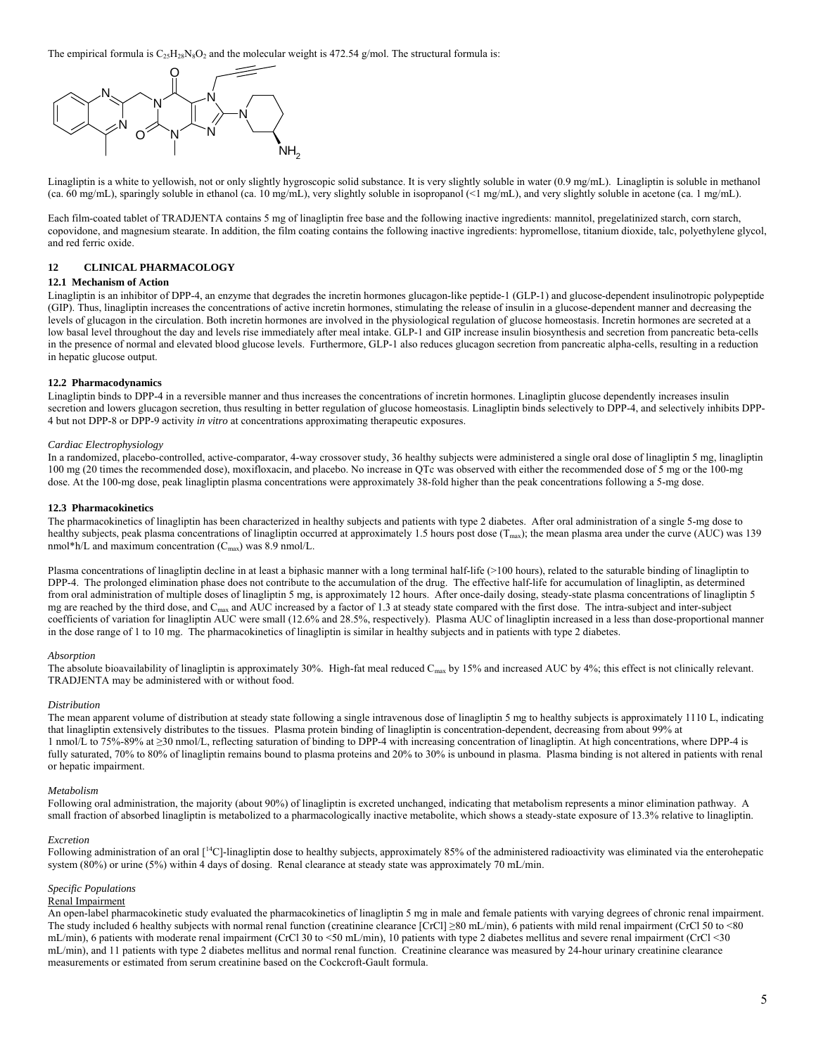The empirical formula is $C_{25}H_{28}N_8O_2$ and the molecular weight is 472.54 g/mol. The structural formula is:

Linagliptin is a white to yellowish, not or only slightly hygroscopic solid substance. It is very slightly soluble in water (0.9 mg/mL). Linagliptin is soluble in methanol (ca. 60 mg/mL), sparingly soluble in ethanol (ca. 10 mg/mL), very slightly soluble in isopropanol (<1 mg/mL), and very slightly soluble in acetone (ca. 1 mg/mL).

Each film-coated tablet of TRADJENTA contains 5 mg of linagliptin free base and the following inactive ingredients: mannitol, pregelatinized starch, corn starch, copovidone, and magnesium stearate. In addition, the film coating contains the following inactive ingredients: hypromellose, titanium dioxide, talc, polyethylene glycol, and red ferric oxide.

## 12 CLINICAL PHARMACOLOGY

### 12.1 Mechanism of Action

Linagliptin is an inhibitor of DPP-4, an enzyme that degrades the incretin hormones glucagon-like peptide-1 (GLP-1) and glucose-dependent insulinotropic polypeptide (GIP). Thus, linagliptin increases the concentrations of active incretin hormones, stimulating the release of insulin in a glucose-dependent manner and decreasing the levels of glucagon in the circulation. Both incretin hormones are involved in the physiological regulation of glucose homeostasis. Incretin hormones are secreted at a low basal level throughout the day and levels rise immediately after meal intake. GLP-1 and GIP increase insulin biosynthesis and secretion from pancreatic beta-cells in the presence of normal and elevated blood glucose levels. Furthermore, GLP-1 also reduces glucagon secretion from pancreatic alpha-cells, resulting in a reduction in hepatic glucose output.

### 12.2 Pharmacodynamics

Linagliptin binds to DPP-4 in a reversible manner and thus increases the concentrations of incretin hormones. Linagliptin glucose dependently increases insulin secretion and lowers glucagon secretion, thus resulting in better regulation of glucose homeostasis. Linagliptin binds selectively to DPP-4, and selectively inhibits DPP-4 but not DPP-8 or DPP-9 activity *in vitro* at concentrations approximating therapeutic exposures.

*Cardiac Electrophysiology*

In a randomized, placebo-controlled, active-comparator, 4-way crossover study, 36 healthy subjects were administered a single oral dose of linagliptin 5 mg, linagliptin 100 mg (20 times the recommended dose), moxifloxacin, and placebo. No increase in QTc was observed with either the recommended dose of 5 mg or the 100-mg dose. At the 100-mg dose, peak linagliptin plasma concentrations were approximately 38-fold higher than the peak concentrations following a 5-mg dose.

### 12.3 Pharmacokinetics

The pharmacokinetics of linagliptin has been characterized in healthy subjects and patients with type 2 diabetes. After oral administration of a single 5-mg dose to healthy subjects, peak plasma concentrations of linagliptin occurred at approximately 1.5 hours post dose ($T_{max}$); the mean plasma area under the curve (AUC) was 139 nmol*h/L and maximum concentration ($C_{max}$) was 8.9 nmol/L.

Plasma concentrations of linagliptin decline in at least a biphasic manner with a long terminal half-life (>100 hours), related to the saturable binding of linagliptin to DPP-4. The prolonged elimination phase does not contribute to the accumulation of the drug. The effective half-life for accumulation of linagliptin, as determined from oral administration of multiple doses of linagliptin 5 mg, is approximately 12 hours. After once-daily dosing, steady-state plasma concentrations of linagliptin 5 mg are reached by the third dose, and $C_{max}$ and AUC increased by a factor of 1.3 at steady state compared with the first dose. The intra-subject and inter-subject coefficients of variation for linagliptin AUC were small (12.6% and 28.5%, respectively). Plasma AUC of linagliptin increased in a less than dose-proportional manner in the dose range of 1 to 10 mg. The pharmacokinetics of linagliptin is similar in healthy subjects and in patients with type 2 diabetes.

*Absorption*

The absolute bioavailability of linagliptin is approximately 30%. High-fat meal reduced $C_{max}$ by 15% and increased AUC by 4%; this effect is not clinically relevant. TRADJENTA may be administered with or without food.

*Distribution*

The mean apparent volume of distribution at steady state following a single intravenous dose of linagliptin 5 mg to healthy subjects is approximately 1110 L, indicating that linagliptin extensively distributes to the tissues. Plasma protein binding of linagliptin is concentration-dependent, decreasing from about 99% at 1 nmol/L to 75%-89% at ≥30 nmol/L, reflecting saturation of binding to DPP-4 with increasing concentration of linagliptin. At high concentrations, where DPP-4 is fully saturated, 70% to 80% of linagliptin remains bound to plasma proteins and 20% to 30% is unbound in plasma. Plasma binding is not altered in patients with renal or hepatic impairment.

*Metabolism*

Following oral administration, the majority (about 90%) of linagliptin is excreted unchanged, indicating that metabolism represents a minor elimination pathway. A small fraction of absorbed linagliptin is metabolized to a pharmacologically inactive metabolite, which shows a steady-state exposure of 13.3% relative to linagliptin.

*Excretion*

Following administration of an oral [$^{14}$C]-linagliptin dose to healthy subjects, approximately 85% of the administered radioactivity was eliminated via the enterohepatic system (80%) or urine (5%) within 4 days of dosing. Renal clearance at steady state was approximately 70 mL/min.

*Specific Populations*

Renal Impairment

An open-label pharmacokinetic study evaluated the pharmacokinetics of linagliptin 5 mg in male and female patients with varying degrees of chronic renal impairment. The study included 6 healthy subjects with normal renal function (creatinine clearance [CrCl] ≥80 mL/min), 6 patients with mild renal impairment (CrCl 50 to <80 mL/min), 6 patients with moderate renal impairment (CrCl 30 to <50 mL/min), 10 patients with type 2 diabetes mellitus and severe renal impairment (CrCl <30 mL/min), and 11 patients with type 2 diabetes mellitus and normal renal function. Creatinine clearance was measured by 24-hour urinary creatinine clearance measurements or estimated from serum creatinine based on the Cockcroft-Gault formula.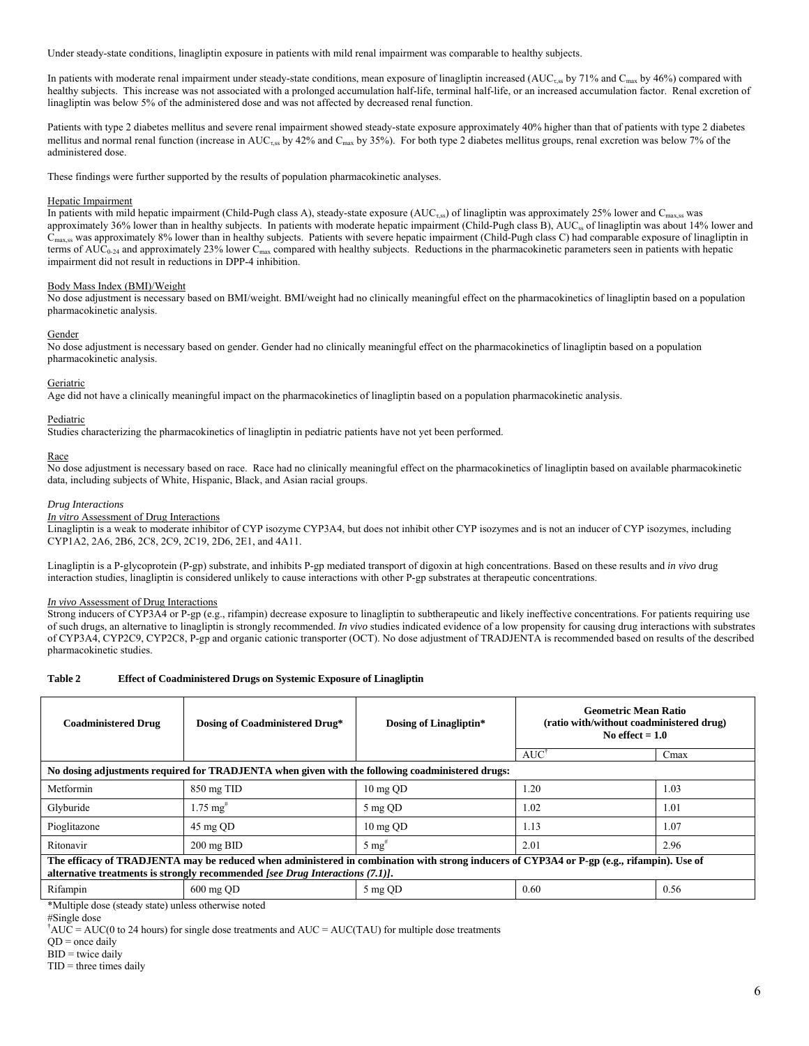Under steady-state conditions, linagliptin exposure in patients with mild renal impairment was comparable to healthy subjects.

In patients with moderate renal impairment under steady-state conditions, mean exposure of linagliptin increased ($AUC_{\tau,ss}$ by 71% and $C_{max}$ by 46%) compared with healthy subjects. This increase was not associated with a prolonged accumulation half-life, terminal half-life, or an increased accumulation factor. Renal excretion of linagliptin was below 5% of the administered dose and was not affected by decreased renal function.

Patients with type 2 diabetes mellitus and severe renal impairment showed steady-state exposure approximately 40% higher than that of patients with type 2 diabetes mellitus and normal renal function (increase in $AUC_{\tau,ss}$ by 42% and $C_{max}$ by 35%). For both type 2 diabetes mellitus groups, renal excretion was below 7% of the administered dose.

These findings were further supported by the results of population pharmacokinetic analyses.

Hepatic Impairment

In patients with mild hepatic impairment (Child-Pugh class A), steady-state exposure ($AUC_{\tau,ss}$) of linagliptin was approximately 25% lower and $C_{max,ss}$ was approximately 36% lower than in healthy subjects. In patients with moderate hepatic impairment (Child-Pugh class B), $AUC_{ss}$ of linagliptin was about 14% lower and $C_{max,ss}$ was approximately 8% lower than in healthy subjects. Patients with severe hepatic impairment (Child-Pugh class C) had comparable exposure of linagliptin in terms of $AUC_{0\text{-}24}$ and approximately 23% lower $C_{max}$ compared with healthy subjects. Reductions in the pharmacokinetic parameters seen in patients with hepatic impairment did not result in reductions in DPP-4 inhibition.

Body Mass Index (BMI)/Weight

No dose adjustment is necessary based on BMI/weight. BMI/weight had no clinically meaningful effect on the pharmacokinetics of linagliptin based on a population pharmacokinetic analysis.

Gender

No dose adjustment is necessary based on gender. Gender had no clinically meaningful effect on the pharmacokinetics of linagliptin based on a population pharmacokinetic analysis.

Geriatric

Age did not have a clinically meaningful impact on the pharmacokinetics of linagliptin based on a population pharmacokinetic analysis.

Pediatric

Studies characterizing the pharmacokinetics of linagliptin in pediatric patients have not yet been performed.

Race

No dose adjustment is necessary based on race. Race had no clinically meaningful effect on the pharmacokinetics of linagliptin based on available pharmacokinetic data, including subjects of White, Hispanic, Black, and Asian racial groups.

*Drug Interactions*

*In vitro* Assessment of Drug Interactions

Linagliptin is a weak to moderate inhibitor of CYP isozyme CYP3A4, but does not inhibit other CYP isozymes and is not an inducer of CYP isozymes, including CYP1A2, 2A6, 2B6, 2C8, 2C9, 2C19, 2D6, 2E1, and 4A11.

Linagliptin is a P-glycoprotein (P-gp) substrate, and inhibits P-gp mediated transport of digoxin at high concentrations. Based on these results and *in vivo* drug interaction studies, linagliptin is considered unlikely to cause interactions with other P-gp substrates at therapeutic concentrations.

*In vivo* Assessment of Drug Interactions

Strong inducers of CYP3A4 or P-gp (e.g., rifampin) decrease exposure to linagliptin to subtherapeutic and likely ineffective concentrations. For patients requiring use of such drugs, an alternative to linagliptin is strongly recommended. *In vivo* studies indicated evidence of a low propensity for causing drug interactions with substrates of CYP3A4, CYP2C9, CYP2C8, P-gp and organic cationic transporter (OCT). No dose adjustment of TRADJENTA is recommended based on results of the described pharmacokinetic studies.

**Table 2 Effect of Coadministered Drugs on Systemic Exposure of Linagliptin**

| Coadministered Drug | Dosing of Coadministered Drug* | Dosing of Linagliptin* | Geometric Mean Ratio (ratio with/without coadministered drug) No effect = 1.0 | |
|---|---|---|---|---|
| | | | AUC† | Cmax |
| **No dosing adjustments required for TRADJENTA when given with the following coadministered drugs:** | | | | |
| Metformin | 850 mg TID | 10 mg QD | 1.20 | 1.03 |
| Glyburide | 1.75 mg# | 5 mg QD | 1.02 | 1.01 |
| Pioglitazone | 45 mg QD | 10 mg QD | 1.13 | 1.07 |
| Ritonavir | 200 mg BID | 5 mg# | 2.01 | 2.96 |
| **The efficacy of TRADJENTA may be reduced when administered in combination with strong inducers of CYP3A4 or P-gp (e.g., rifampin). Use of alternative treatments is strongly recommended *[see Drug Interactions (7.1)]*.** | | | | |
| Rifampin | 600 mg QD | 5 mg QD | 0.60 | 0.56 |

*Multiple dose (steady state) unless otherwise noted

#Single dose

†AUC = AUC(0 to 24 hours) for single dose treatments and AUC = AUC(TAU) for multiple dose treatments

QD = once daily

BID = twice daily

TID = three times daily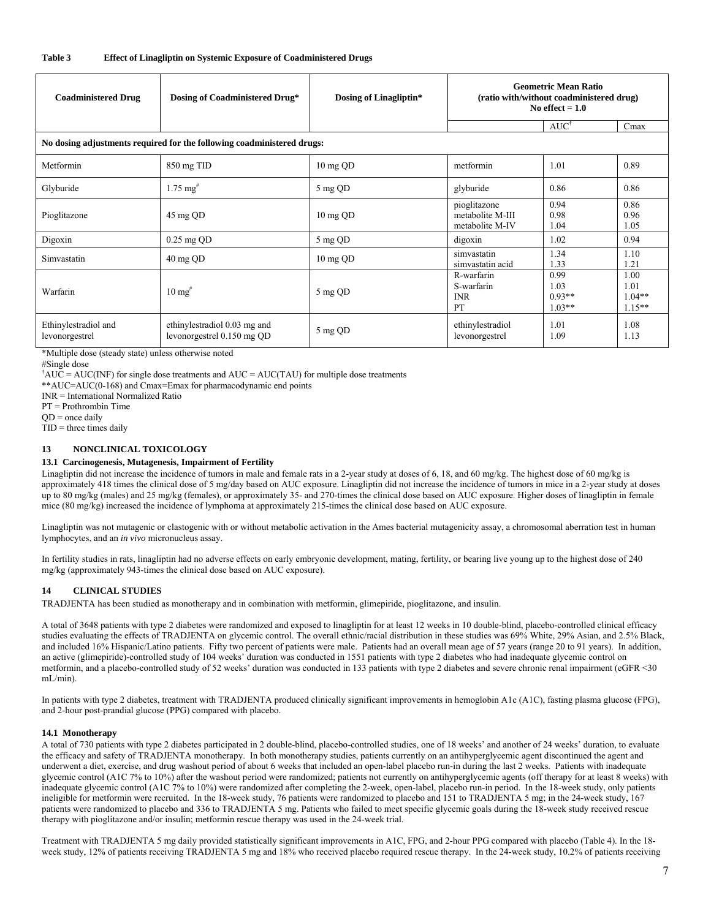**Table 3 Effect of Linagliptin on Systemic Exposure of Coadministered Drugs**

| Coadministered Drug | Dosing of Coadministered Drug* | Dosing of Linagliptin* | Geometric Mean Ratio (ratio with/without coadministered drug) No effect = 1.0 | | |
|---|---|---|---|---|---|
| | | | | AUC[†] | Cmax |
| **No dosing adjustments required for the following coadministered drugs:** | | | | | |
| Metformin | 850 mg TID | 10 mg QD | metformin | 1.01 | 0.89 |
| Glyburide | 1.75 mg[#] | 5 mg QD | glyburide | 0.86 | 0.86 |
| Pioglitazone | 45 mg QD | 10 mg QD | pioglitazone<br>metabolite M-III<br>metabolite M-IV | 0.94<br>0.98<br>1.04 | 0.86<br>0.96<br>1.05 |
| Digoxin | 0.25 mg QD | 5 mg QD | digoxin | 1.02 | 0.94 |
| Simvastatin | 40 mg QD | 10 mg QD | simvastatin<br>simvastatin acid | 1.34<br>1.33 | 1.10<br>1.21 |
| Warfarin | 10 mg[#] | 5 mg QD | R-warfarin<br>S-warfarin<br>INR<br>PT | 0.99<br>1.03<br>0.93**<br>1.03** | 1.00<br>1.01<br>1.04**<br>1.15** |
| Ethinylestradiol and levonorgestrel | ethinylestradiol 0.03 mg and levonorgestrel 0.150 mg QD | 5 mg QD | ethinylestradiol<br>levonorgestrel | 1.01<br>1.09 | 1.08<br>1.13 |

*Multiple dose (steady state) unless otherwise noted
#Single dose
[†]AUC = AUC(INF) for single dose treatments and AUC = AUC(TAU) for multiple dose treatments
**AUC=AUC(0-168) and Cmax=Emax for pharmacodynamic end points
INR = International Normalized Ratio
PT = Prothrombin Time
QD = once daily
TID = three times daily

## 13 NONCLINICAL TOXICOLOGY

### 13.1 Carcinogenesis, Mutagenesis, Impairment of Fertility

Linagliptin did not increase the incidence of tumors in male and female rats in a 2-year study at doses of 6, 18, and 60 mg/kg. The highest dose of 60 mg/kg is approximately 418 times the clinical dose of 5 mg/day based on AUC exposure. Linagliptin did not increase the incidence of tumors in mice in a 2-year study at doses up to 80 mg/kg (males) and 25 mg/kg (females), or approximately 35- and 270-times the clinical dose based on AUC exposure. Higher doses of linagliptin in female mice (80 mg/kg) increased the incidence of lymphoma at approximately 215-times the clinical dose based on AUC exposure.

Linagliptin was not mutagenic or clastogenic with or without metabolic activation in the Ames bacterial mutagenicity assay, a chromosomal aberration test in human lymphocytes, and an *in vivo* micronucleus assay.

In fertility studies in rats, linagliptin had no adverse effects on early embryonic development, mating, fertility, or bearing live young up to the highest dose of 240 mg/kg (approximately 943-times the clinical dose based on AUC exposure).

## 14 CLINICAL STUDIES

TRADJENTA has been studied as monotherapy and in combination with metformin, glimepiride, pioglitazone, and insulin.

A total of 3648 patients with type 2 diabetes were randomized and exposed to linagliptin for at least 12 weeks in 10 double-blind, placebo-controlled clinical efficacy studies evaluating the effects of TRADJENTA on glycemic control. The overall ethnic/racial distribution in these studies was 69% White, 29% Asian, and 2.5% Black, and included 16% Hispanic/Latino patients. Fifty two percent of patients were male. Patients had an overall mean age of 57 years (range 20 to 91 years). In addition, an active (glimepiride)-controlled study of 104 weeks' duration was conducted in 1551 patients with type 2 diabetes who had inadequate glycemic control on metformin, and a placebo-controlled study of 52 weeks' duration was conducted in 133 patients with type 2 diabetes and severe chronic renal impairment (eGFR <30 mL/min).

In patients with type 2 diabetes, treatment with TRADJENTA produced clinically significant improvements in hemoglobin A1c (A1C), fasting plasma glucose (FPG), and 2-hour post-prandial glucose (PPG) compared with placebo.

### 14.1 Monotherapy

A total of 730 patients with type 2 diabetes participated in 2 double-blind, placebo-controlled studies, one of 18 weeks' and another of 24 weeks' duration, to evaluate the efficacy and safety of TRADJENTA monotherapy. In both monotherapy studies, patients currently on an antihyperglycemic agent discontinued the agent and underwent a diet, exercise, and drug washout period of about 6 weeks that included an open-label placebo run-in during the last 2 weeks. Patients with inadequate glycemic control (A1C 7% to 10%) after the washout period were randomized; patients not currently on antihyperglycemic agents (off therapy for at least 8 weeks) with inadequate glycemic control (A1C 7% to 10%) were randomized after completing the 2-week, open-label, placebo run-in period. In the 18-week study, only patients ineligible for metformin were recruited. In the 18-week study, 76 patients were randomized to placebo and 151 to TRADJENTA 5 mg; in the 24-week study, 167 patients were randomized to placebo and 336 to TRADJENTA 5 mg. Patients who failed to meet specific glycemic goals during the 18-week study received rescue therapy with pioglitazone and/or insulin; metformin rescue therapy was used in the 24-week trial.

Treatment with TRADJENTA 5 mg daily provided statistically significant improvements in A1C, FPG, and 2-hour PPG compared with placebo (Table 4). In the 18-week study, 12% of patients receiving TRADJENTA 5 mg and 18% who received placebo required rescue therapy. In the 24-week study, 10.2% of patients receiving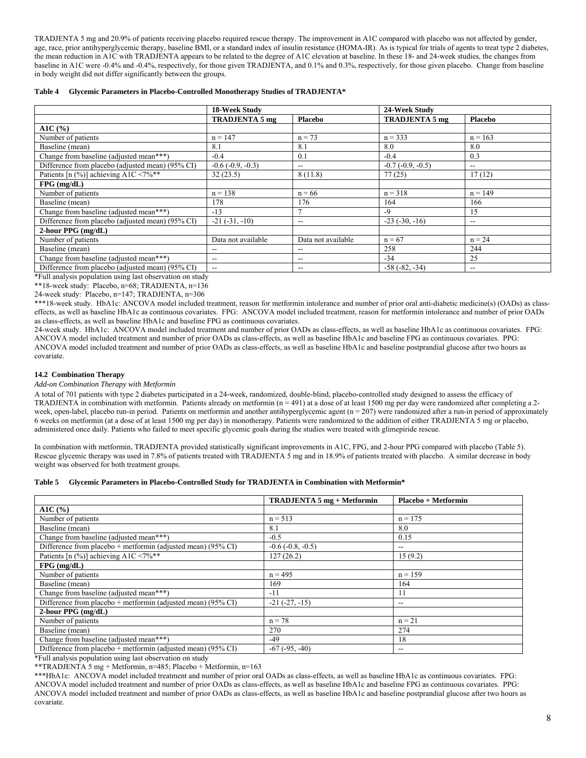TRADJENTA 5 mg and 20.9% of patients receiving placebo required rescue therapy. The improvement in A1C compared with placebo was not affected by gender, age, race, prior antihyperglycemic therapy, baseline BMI, or a standard index of insulin resistance (HOMA-IR). As is typical for trials of agents to treat type 2 diabetes, the mean reduction in A1C with TRADJENTA appears to be related to the degree of A1C elevation at baseline. In these 18- and 24-week studies, the changes from baseline in A1C were -0.4% and -0.4%, respectively, for those given TRADJENTA, and 0.1% and 0.3%, respectively, for those given placebo. Change from baseline in body weight did not differ significantly between the groups.

**Table 4 Glycemic Parameters in Placebo-Controlled Monotherapy Studies of TRADJENTA***

| | **18-Week Study** | | **24-Week Study** | |
|---|---|---|---|---|
| | **TRADJENTA 5 mg** | **Placebo** | **TRADJENTA 5 mg** | **Placebo** |
| **A1C (%)** | | | | |
| Number of patients | n = 147 | n = 73 | n = 333 | n = 163 |
| Baseline (mean) | 8.1 | 8.1 | 8.0 | 8.0 |
| Change from baseline (adjusted mean***) | -0.4 | 0.1 | -0.4 | 0.3 |
| Difference from placebo (adjusted mean) (95% CI) | -0.6 (-0.9, -0.3) | -- | -0.7 (-0.9, -0.5) | -- |
| Patients [n (%)] achieving A1C <7%** | 32 (23.5) | 8 (11.8) | 77 (25) | 17 (12) |
| **FPG (mg/dL)** | | | | |
| Number of patients | n = 138 | n = 66 | n = 318 | n = 149 |
| Baseline (mean) | 178 | 176 | 164 | 166 |
| Change from baseline (adjusted mean***) | -13 | 7 | -9 | 15 |
| Difference from placebo (adjusted mean) (95% CI) | -21 (-31, -10) | -- | -23 (-30, -16) | -- |
| **2-hour PPG (mg/dL)** | | | | |
| Number of patients | Data not available | Data not available | n = 67 | n = 24 |
| Baseline (mean) | -- | -- | 258 | 244 |
| Change from baseline (adjusted mean***) | -- | -- | -34 | 25 |
| Difference from placebo (adjusted mean) (95% CI) | -- | -- | -58 (-82, -34) | -- |

*Full analysis population using last observation on study

**18-week study: Placebo, n=68; TRADJENTA, n=136
24-week study: Placebo, n=147; TRADJENTA, n=306

***18-week study. HbA1c: ANCOVA model included treatment, reason for metformin intolerance and number of prior oral anti-diabetic medicine(s) (OADs) as class-effects, as well as baseline HbA1c as continuous covariates. FPG: ANCOVA model included treatment, reason for metformin intolerance and number of prior OADs as class-effects, as well as baseline HbA1c and baseline FPG as continuous covariates.
24-week study. HbA1c: ANCOVA model included treatment and number of prior OADs as class-effects, as well as baseline HbA1c as continuous covariates. FPG: ANCOVA model included treatment and number of prior OADs as class-effects, as well as baseline HbA1c and baseline FPG as continuous covariates. PPG: ANCOVA model included treatment and number of prior OADs as class-effects, as well as baseline HbA1c and baseline postprandial glucose after two hours as covariate.

### 14.2 Combination Therapy

*Add-on Combination Therapy with Metformin*

A total of 701 patients with type 2 diabetes participated in a 24-week, randomized, double-blind, placebo-controlled study designed to assess the efficacy of TRADJENTA in combination with metformin. Patients already on metformin (n = 491) at a dose of at least 1500 mg per day were randomized after completing a 2-week, open-label, placebo run-in period. Patients on metformin and another antihyperglycemic agent (n = 207) were randomized after a run-in period of approximately 6 weeks on metformin (at a dose of at least 1500 mg per day) in monotherapy. Patients were randomized to the addition of either TRADJENTA 5 mg or placebo, administered once daily. Patients who failed to meet specific glycemic goals during the studies were treated with glimepiride rescue.

In combination with metformin, TRADJENTA provided statistically significant improvements in A1C, FPG, and 2-hour PPG compared with placebo (Table 5). Rescue glycemic therapy was used in 7.8% of patients treated with TRADJENTA 5 mg and in 18.9% of patients treated with placebo. A similar decrease in body weight was observed for both treatment groups.

**Table 5 Glycemic Parameters in Placebo-Controlled Study for TRADJENTA in Combination with Metformin***

| | **TRADJENTA 5 mg + Metformin** | **Placebo + Metformin** |
|---|---|---|
| **A1C (%)** | | |
| Number of patients | n = 513 | n = 175 |
| Baseline (mean) | 8.1 | 8.0 |
| Change from baseline (adjusted mean***) | -0.5 | 0.15 |
| Difference from placebo + metformin (adjusted mean) (95% CI) | -0.6 (-0.8, -0.5) | -- |
| Patients [n (%)] achieving A1C <7%** | 127 (26.2) | 15 (9.2) |
| **FPG (mg/dL)** | | |
| Number of patients | n = 495 | n = 159 |
| Baseline (mean) | 169 | 164 |
| Change from baseline (adjusted mean***) | -11 | 11 |
| Difference from placebo + metformin (adjusted mean) (95% CI) | -21 (-27, -15) | -- |
| **2-hour PPG (mg/dL)** | | |
| Number of patients | n = 78 | n = 21 |
| Baseline (mean) | 270 | 274 |
| Change from baseline (adjusted mean***) | -49 | 18 |
| Difference from placebo + metformin (adjusted mean) (95% CI) | -67 (-95, -40) | -- |

*Full analysis population using last observation on study

**TRADJENTA 5 mg + Metformin, n=485; Placebo + Metformin, n=163

***HbA1c: ANCOVA model included treatment and number of prior oral OADs as class-effects, as well as baseline HbA1c as continuous covariates. FPG: ANCOVA model included treatment and number of prior OADs as class-effects, as well as baseline HbA1c and baseline FPG as continuous covariates. PPG: ANCOVA model included treatment and number of prior OADs as class-effects, as well as baseline HbA1c and baseline postprandial glucose after two hours as covariate.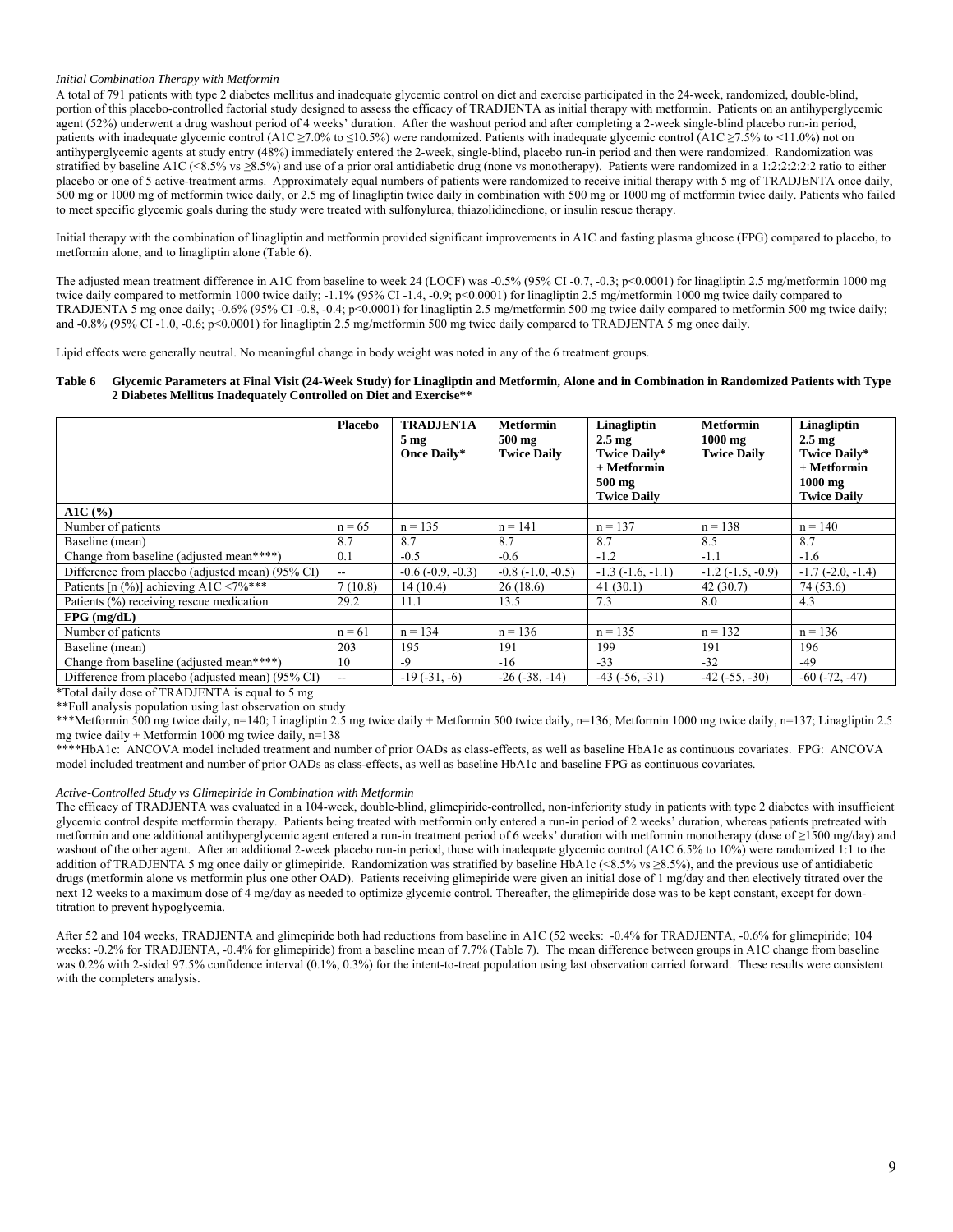*Initial Combination Therapy with Metformin*

A total of 791 patients with type 2 diabetes mellitus and inadequate glycemic control on diet and exercise participated in the 24-week, randomized, double-blind, portion of this placebo-controlled factorial study designed to assess the efficacy of TRADJENTA as initial therapy with metformin. Patients on an antihyperglycemic agent (52%) underwent a drug washout period of 4 weeks' duration. After the washout period and after completing a 2-week single-blind placebo run-in period, patients with inadequate glycemic control (A1C ≥7.0% to ≤10.5%) were randomized. Patients with inadequate glycemic control (A1C ≥7.5% to <11.0%) not on antihyperglycemic agents at study entry (48%) immediately entered the 2-week, single-blind, placebo run-in period and then were randomized. Randomization was stratified by baseline A1C (<8.5% vs ≥8.5%) and use of a prior oral antidiabetic drug (none vs monotherapy). Patients were randomized in a 1:2:2:2:2:2 ratio to either placebo or one of 5 active-treatment arms. Approximately equal numbers of patients were randomized to receive initial therapy with 5 mg of TRADJENTA once daily, 500 mg or 1000 mg of metformin twice daily, or 2.5 mg of linagliptin twice daily in combination with 500 mg or 1000 mg of metformin twice daily. Patients who failed to meet specific glycemic goals during the study were treated with sulfonylurea, thiazolidinedione, or insulin rescue therapy.

Initial therapy with the combination of linagliptin and metformin provided significant improvements in A1C and fasting plasma glucose (FPG) compared to placebo, to metformin alone, and to linagliptin alone (Table 6).

The adjusted mean treatment difference in A1C from baseline to week 24 (LOCF) was -0.5% (95% CI -0.7, -0.3; p<0.0001) for linagliptin 2.5 mg/metformin 1000 mg twice daily compared to metformin 1000 twice daily; -1.1% (95% CI -1.4, -0.9; p<0.0001) for linagliptin 2.5 mg/metformin 1000 mg twice daily compared to TRADJENTA 5 mg once daily; -0.6% (95% CI -0.8, -0.4; p<0.0001) for linagliptin 2.5 mg/metformin 500 mg twice daily compared to metformin 500 mg twice daily; and -0.8% (95% CI -1.0, -0.6; p<0.0001) for linagliptin 2.5 mg/metformin 500 mg twice daily compared to TRADJENTA 5 mg once daily.

Lipid effects were generally neutral. No meaningful change in body weight was noted in any of the 6 treatment groups.

**Table 6 Glycemic Parameters at Final Visit (24-Week Study) for Linagliptin and Metformin, Alone and in Combination in Randomized Patients with Type 2 Diabetes Mellitus Inadequately Controlled on Diet and Exercise****

| | Placebo | TRADJENTA 5 mg Once Daily* | Metformin 500 mg Twice Daily | Linagliptin 2.5 mg Twice Daily* + Metformin 500 mg Twice Daily | Metformin 1000 mg Twice Daily | Linagliptin 2.5 mg Twice Daily* + Metformin 1000 mg Twice Daily |
|---|---|---|---|---|---|---|
| **A1C (%)** | | | | | | |
| Number of patients | n = 65 | n = 135 | n = 141 | n = 137 | n = 138 | n = 140 |
| Baseline (mean) | 8.7 | 8.7 | 8.7 | 8.7 | 8.5 | 8.7 |
| Change from baseline (adjusted mean****) | 0.1 | -0.5 | -0.6 | -1.2 | -1.1 | -1.6 |
| Difference from placebo (adjusted mean) (95% CI) | -- | -0.6 (-0.9, -0.3) | -0.8 (-1.0, -0.5) | -1.3 (-1.6, -1.1) | -1.2 (-1.5, -0.9) | -1.7 (-2.0, -1.4) |
| Patients [n (%)] achieving A1C <7%*** | 7 (10.8) | 14 (10.4) | 26 (18.6) | 41 (30.1) | 42 (30.7) | 74 (53.6) |
| Patients (%) receiving rescue medication | 29.2 | 11.1 | 13.5 | 7.3 | 8.0 | 4.3 |
| **FPG (mg/dL)** | | | | | | |
| Number of patients | n = 61 | n = 134 | n = 136 | n = 135 | n = 132 | n = 136 |
| Baseline (mean) | 203 | 195 | 191 | 199 | 191 | 196 |
| Change from baseline (adjusted mean****) | 10 | -9 | -16 | -33 | -32 | -49 |
| Difference from placebo (adjusted mean) (95% CI) | -- | -19 (-31, -6) | -26 (-38, -14) | -43 (-56, -31) | -42 (-55, -30) | -60 (-72, -47) |

*Total daily dose of TRADJENTA is equal to 5 mg

**Full analysis population using last observation on study

***Metformin 500 mg twice daily, n=140; Linagliptin 2.5 mg twice daily + Metformin 500 twice daily, n=136; Metformin 1000 mg twice daily, n=137; Linagliptin 2.5 mg twice daily + Metformin 1000 mg twice daily, n=138

****HbA1c: ANCOVA model included treatment and number of prior OADs as class-effects, as well as baseline HbA1c as continuous covariates. FPG: ANCOVA model included treatment and number of prior OADs as class-effects, as well as baseline HbA1c and baseline FPG as continuous covariates.

*Active-Controlled Study vs Glimepiride in Combination with Metformin*

The efficacy of TRADJENTA was evaluated in a 104-week, double-blind, glimepiride-controlled, non-inferiority study in patients with type 2 diabetes with insufficient glycemic control despite metformin therapy. Patients being treated with metformin only entered a run-in period of 2 weeks' duration, whereas patients pretreated with metformin and one additional antihyperglycemic agent entered a run-in treatment period of 6 weeks' duration with metformin monotherapy (dose of ≥1500 mg/day) and washout of the other agent. After an additional 2-week placebo run-in period, those with inadequate glycemic control (A1C 6.5% to 10%) were randomized 1:1 to the addition of TRADJENTA 5 mg once daily or glimepiride. Randomization was stratified by baseline HbA1c (<8.5% vs ≥8.5%), and the previous use of antidiabetic drugs (metformin alone vs metformin plus one other OAD). Patients receiving glimepiride were given an initial dose of 1 mg/day and then electively titrated over the next 12 weeks to a maximum dose of 4 mg/day as needed to optimize glycemic control. Thereafter, the glimepiride dose was to be kept constant, except for down-titration to prevent hypoglycemia.

After 52 and 104 weeks, TRADJENTA and glimepiride both had reductions from baseline in A1C (52 weeks: -0.4% for TRADJENTA, -0.6% for glimepiride; 104 weeks: -0.2% for TRADJENTA, -0.4% for glimepiride) from a baseline mean of 7.7% (Table 7). The mean difference between groups in A1C change from baseline was 0.2% with 2-sided 97.5% confidence interval (0.1%, 0.3%) for the intent-to-treat population using last observation carried forward. These results were consistent with the completers analysis.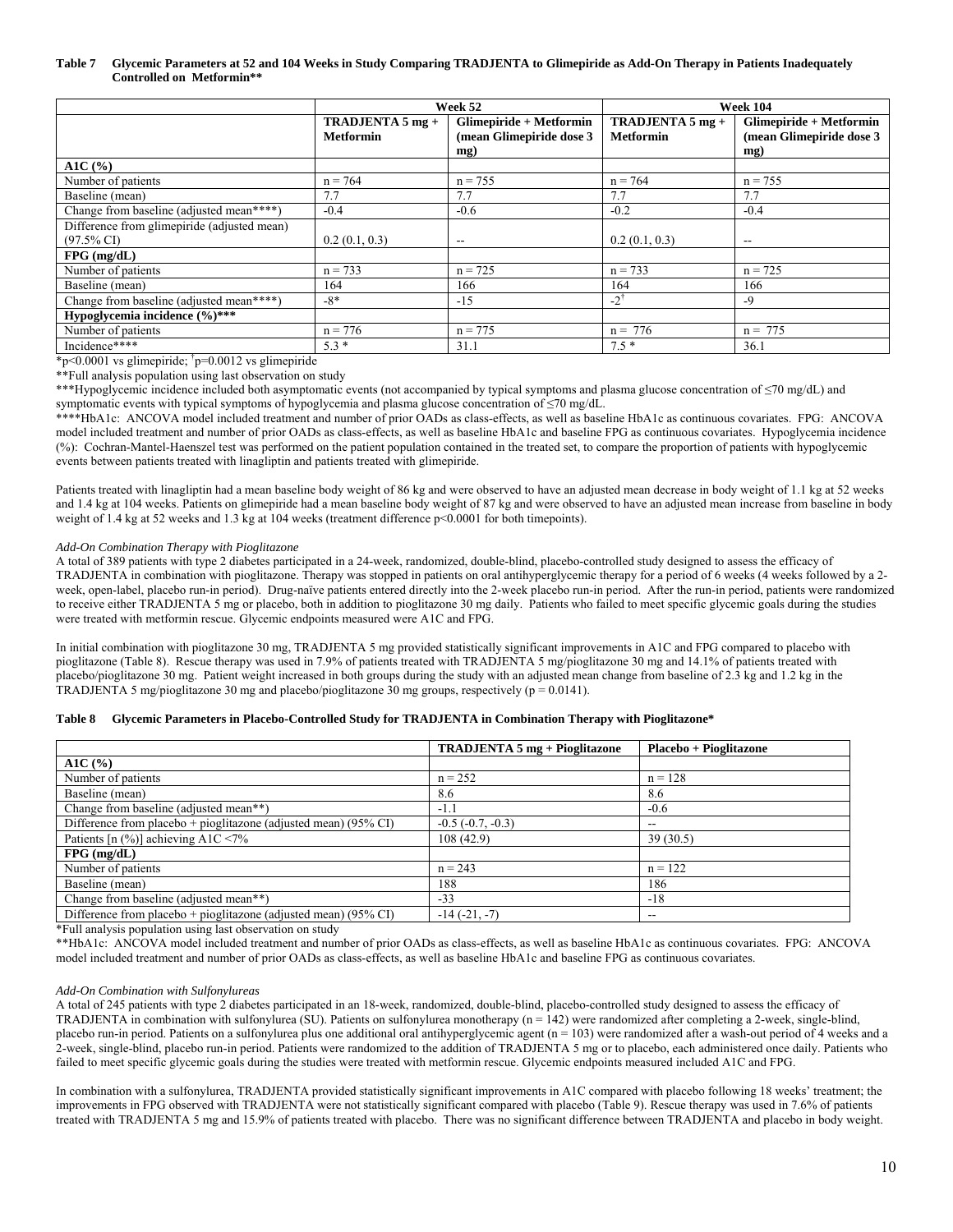**Table 7 Glycemic Parameters at 52 and 104 Weeks in Study Comparing TRADJENTA to Glimepiride as Add-On Therapy in Patients Inadequately Controlled on Metformin****

| | Week 52 | | Week 104 | |
|---|---|---|---|---|
| | **TRADJENTA 5 mg + Metformin** | **Glimepiride + Metformin (mean Glimepiride dose 3 mg)** | **TRADJENTA 5 mg + Metformin** | **Glimepiride + Metformin (mean Glimepiride dose 3 mg)** |
| **A1C (%)** | | | | |
| Number of patients | n = 764 | n = 755 | n = 764 | n = 755 |
| Baseline (mean) | 7.7 | 7.7 | 7.7 | 7.7 |
| Change from baseline (adjusted mean****) | -0.4 | -0.6 | -0.2 | -0.4 |
| Difference from glimepiride (adjusted mean) (97.5% CI) | 0.2 (0.1, 0.3) | -- | 0.2 (0.1, 0.3) | -- |
| **FPG (mg/dL)** | | | | |
| Number of patients | n = 733 | n = 725 | n = 733 | n = 725 |
| Baseline (mean) | 164 | 166 | 164 | 166 |
| Change from baseline (adjusted mean****) | -8* | -15 | -2[†] | -9 |
| **Hypoglycemia incidence (%)***** | | | | |
| Number of patients | n = 776 | n = 775 | n = 776 | n = 775 |
| Incidence**** | 5.3 * | 31.1 | 7.5 * | 36.1 |

*$p<0.0001$ vs glimepiride; [†]$p=0.0012$ vs glimepiride

**Full analysis population using last observation on study

***Hypoglycemic incidence included both asymptomatic events (not accompanied by typical symptoms and plasma glucose concentration of ≤70 mg/dL) and symptomatic events with typical symptoms of hypoglycemia and plasma glucose concentration of ≤70 mg/dL.

****HbA1c: ANCOVA model included treatment and number of prior OADs as class-effects, as well as baseline HbA1c as continuous covariates. FPG: ANCOVA model included treatment and number of prior OADs as class-effects, as well as baseline HbA1c and baseline FPG as continuous covariates. Hypoglycemia incidence (%): Cochran-Mantel-Haenszel test was performed on the patient population contained in the treated set, to compare the proportion of patients with hypoglycemic events between patients treated with linagliptin and patients treated with glimepiride.

Patients treated with linagliptin had a mean baseline body weight of 86 kg and were observed to have an adjusted mean decrease in body weight of 1.1 kg at 52 weeks and 1.4 kg at 104 weeks. Patients on glimepiride had a mean baseline body weight of 87 kg and were observed to have an adjusted mean increase from baseline in body weight of 1.4 kg at 52 weeks and 1.3 kg at 104 weeks (treatment difference $p<0.0001$ for both timepoints).

*Add-On Combination Therapy with Pioglitazone*

A total of 389 patients with type 2 diabetes participated in a 24-week, randomized, double-blind, placebo-controlled study designed to assess the efficacy of TRADJENTA in combination with pioglitazone. Therapy was stopped in patients on oral antihyperglycemic therapy for a period of 6 weeks (4 weeks followed by a 2-week, open-label, placebo run-in period). Drug-naïve patients entered directly into the 2-week placebo run-in period. After the run-in period, patients were randomized to receive either TRADJENTA 5 mg or placebo, both in addition to pioglitazone 30 mg daily. Patients who failed to meet specific glycemic goals during the studies were treated with metformin rescue. Glycemic endpoints measured were A1C and FPG.

In initial combination with pioglitazone 30 mg, TRADJENTA 5 mg provided statistically significant improvements in A1C and FPG compared to placebo with pioglitazone (Table 8). Rescue therapy was used in 7.9% of patients treated with TRADJENTA 5 mg/pioglitazone 30 mg and 14.1% of patients treated with placebo/pioglitazone 30 mg. Patient weight increased in both groups during the study with an adjusted mean change from baseline of 2.3 kg and 1.2 kg in the TRADJENTA 5 mg/pioglitazone 30 mg and placebo/pioglitazone 30 mg groups, respectively ($p = 0.0141$).

**Table 8 Glycemic Parameters in Placebo-Controlled Study for TRADJENTA in Combination Therapy with Pioglitazone***

| | **TRADJENTA 5 mg + Pioglitazone** | **Placebo + Pioglitazone** |
|---|---|---|
| **A1C (%)** | | |
| Number of patients | n = 252 | n = 128 |
| Baseline (mean) | 8.6 | 8.6 |
| Change from baseline (adjusted mean**) | -1.1 | -0.6 |
| Difference from placebo + pioglitazone (adjusted mean) (95% CI) | -0.5 (-0.7, -0.3) | -- |
| Patients [n (%)] achieving A1C <7% | 108 (42.9) | 39 (30.5) |
| **FPG (mg/dL)** | | |
| Number of patients | n = 243 | n = 122 |
| Baseline (mean) | 188 | 186 |
| Change from baseline (adjusted mean**) | -33 | -18 |
| Difference from placebo + pioglitazone (adjusted mean) (95% CI) | -14 (-21, -7) | -- |

*Full analysis population using last observation on study

**HbA1c: ANCOVA model included treatment and number of prior OADs as class-effects, as well as baseline HbA1c as continuous covariates. FPG: ANCOVA model included treatment and number of prior OADs as class-effects, as well as baseline HbA1c and baseline FPG as continuous covariates.

*Add-On Combination with Sulfonylureas*

A total of 245 patients with type 2 diabetes participated in an 18-week, randomized, double-blind, placebo-controlled study designed to assess the efficacy of TRADJENTA in combination with sulfonylurea (SU). Patients on sulfonylurea monotherapy (n = 142) were randomized after completing a 2-week, single-blind, placebo run-in period. Patients on a sulfonylurea plus one additional oral antihyperglycemic agent (n = 103) were randomized after a wash-out period of 4 weeks and a 2-week, single-blind, placebo run-in period. Patients were randomized to the addition of TRADJENTA 5 mg or to placebo, each administered once daily. Patients who failed to meet specific glycemic goals during the studies were treated with metformin rescue. Glycemic endpoints measured included A1C and FPG.

In combination with a sulfonylurea, TRADJENTA provided statistically significant improvements in A1C compared with placebo following 18 weeks' treatment; the improvements in FPG observed with TRADJENTA were not statistically significant compared with placebo (Table 9). Rescue therapy was used in 7.6% of patients treated with TRADJENTA 5 mg and 15.9% of patients treated with placebo. There was no significant difference between TRADJENTA and placebo in body weight.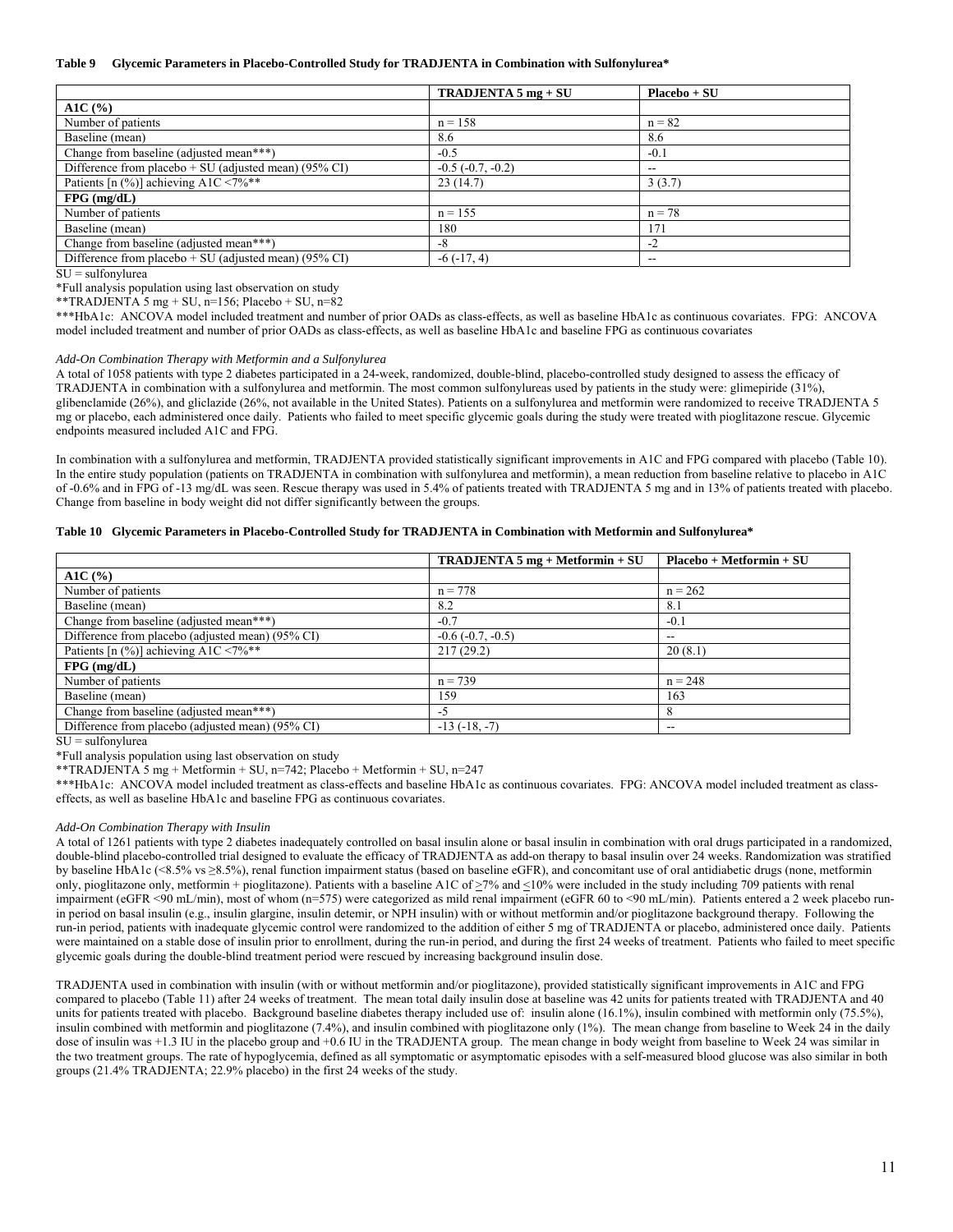**Table 9 Glycemic Parameters in Placebo-Controlled Study for TRADJENTA in Combination with Sulfonylurea***

| | TRADJENTA 5 mg + SU | Placebo + SU |
|---|---|---|
| **A1C (%)** | | |
| Number of patients | n = 158 | n = 82 |
| Baseline (mean) | 8.6 | 8.6 |
| Change from baseline (adjusted mean***) | -0.5 | -0.1 |
| Difference from placebo + SU (adjusted mean) (95% CI) | -0.5 (-0.7, -0.2) | -- |
| Patients [n (%)] achieving A1C <7%** | 23 (14.7) | 3 (3.7) |
| **FPG (mg/dL)** | | |
| Number of patients | n = 155 | n = 78 |
| Baseline (mean) | 180 | 171 |
| Change from baseline (adjusted mean***) | -8 | -2 |
| Difference from placebo + SU (adjusted mean) (95% CI) | -6 (-17, 4) | -- |

SU = sulfonylurea

*Full analysis population using last observation on study

**TRADJENTA 5 mg + SU, n=156; Placebo + SU, n=82

***HbA1c: ANCOVA model included treatment and number of prior OADs as class-effects, as well as baseline HbA1c as continuous covariates. FPG: ANCOVA model included treatment and number of prior OADs as class-effects, as well as baseline HbA1c and baseline FPG as continuous covariates

*Add-On Combination Therapy with Metformin and a Sulfonylurea*

A total of 1058 patients with type 2 diabetes participated in a 24-week, randomized, double-blind, placebo-controlled study designed to assess the efficacy of TRADJENTA in combination with a sulfonylurea and metformin. The most common sulfonylureas used by patients in the study were: glimepiride (31%), glibenclamide (26%), and gliclazide (26%, not available in the United States). Patients on a sulfonylurea and metformin were randomized to receive TRADJENTA 5 mg or placebo, each administered once daily. Patients who failed to meet specific glycemic goals during the study were treated with pioglitazone rescue. Glycemic endpoints measured included A1C and FPG.

In combination with a sulfonylurea and metformin, TRADJENTA provided statistically significant improvements in A1C and FPG compared with placebo (Table 10). In the entire study population (patients on TRADJENTA in combination with sulfonylurea and metformin), a mean reduction from baseline relative to placebo in A1C of -0.6% and in FPG of -13 mg/dL was seen. Rescue therapy was used in 5.4% of patients treated with TRADJENTA 5 mg and in 13% of patients treated with placebo. Change from baseline in body weight did not differ significantly between the groups.

**Table 10 Glycemic Parameters in Placebo-Controlled Study for TRADJENTA in Combination with Metformin and Sulfonylurea***

| | TRADJENTA 5 mg + Metformin + SU | Placebo + Metformin + SU |
|---|---|---|
| **A1C (%)** | | |
| Number of patients | n = 778 | n = 262 |
| Baseline (mean) | 8.2 | 8.1 |
| Change from baseline (adjusted mean***) | -0.7 | -0.1 |
| Difference from placebo (adjusted mean) (95% CI) | -0.6 (-0.7, -0.5) | -- |
| Patients [n (%)] achieving A1C <7%** | 217 (29.2) | 20 (8.1) |
| **FPG (mg/dL)** | | |
| Number of patients | n = 739 | n = 248 |
| Baseline (mean) | 159 | 163 |
| Change from baseline (adjusted mean***) | -5 | 8 |
| Difference from placebo (adjusted mean) (95% CI) | -13 (-18, -7) | -- |

SU = sulfonylurea

*Full analysis population using last observation on study

**TRADJENTA 5 mg + Metformin + SU, n=742; Placebo + Metformin + SU, n=247

***HbA1c: ANCOVA model included treatment as class-effects and baseline HbA1c as continuous covariates. FPG: ANCOVA model included treatment as class-effects, as well as baseline HbA1c and baseline FPG as continuous covariates.

*Add-On Combination Therapy with Insulin*

A total of 1261 patients with type 2 diabetes inadequately controlled on basal insulin alone or basal insulin in combination with oral drugs participated in a randomized, double-blind placebo-controlled trial designed to evaluate the efficacy of TRADJENTA as add-on therapy to basal insulin over 24 weeks. Randomization was stratified by baseline HbA1c (<8.5% vs ≥8.5%), renal function impairment status (based on baseline eGFR), and concomitant use of oral antidiabetic drugs (none, metformin only, pioglitazone only, metformin + pioglitazone). Patients with a baseline A1C of ≥7% and ≤10% were included in the study including 709 patients with renal impairment (eGFR <90 mL/min), most of whom (n=575) were categorized as mild renal impairment (eGFR 60 to <90 mL/min). Patients entered a 2 week placebo run-in period on basal insulin (e.g., insulin glargine, insulin detemir, or NPH insulin) with or without metformin and/or pioglitazone background therapy. Following the run-in period, patients with inadequate glycemic control were randomized to the addition of either 5 mg of TRADJENTA or placebo, administered once daily. Patients were maintained on a stable dose of insulin prior to enrollment, during the run-in period, and during the first 24 weeks of treatment. Patients who failed to meet specific glycemic goals during the double-blind treatment period were rescued by increasing background insulin dose.

TRADJENTA used in combination with insulin (with or without metformin and/or pioglitazone), provided statistically significant improvements in A1C and FPG compared to placebo (Table 11) after 24 weeks of treatment. The mean total daily insulin dose at baseline was 42 units for patients treated with TRADJENTA and 40 units for patients treated with placebo. Background baseline diabetes therapy included use of: insulin alone (16.1%), insulin combined with metformin only (75.5%), insulin combined with metformin and pioglitazone (7.4%), and insulin combined with pioglitazone only (1%). The mean change from baseline to Week 24 in the daily dose of insulin was +1.3 IU in the placebo group and +0.6 IU in the TRADJENTA group. The mean change in body weight from baseline to Week 24 was similar in the two treatment groups. The rate of hypoglycemia, defined as all symptomatic or asymptomatic episodes with a self-measured blood glucose was also similar in both groups (21.4% TRADJENTA; 22.9% placebo) in the first 24 weeks of the study.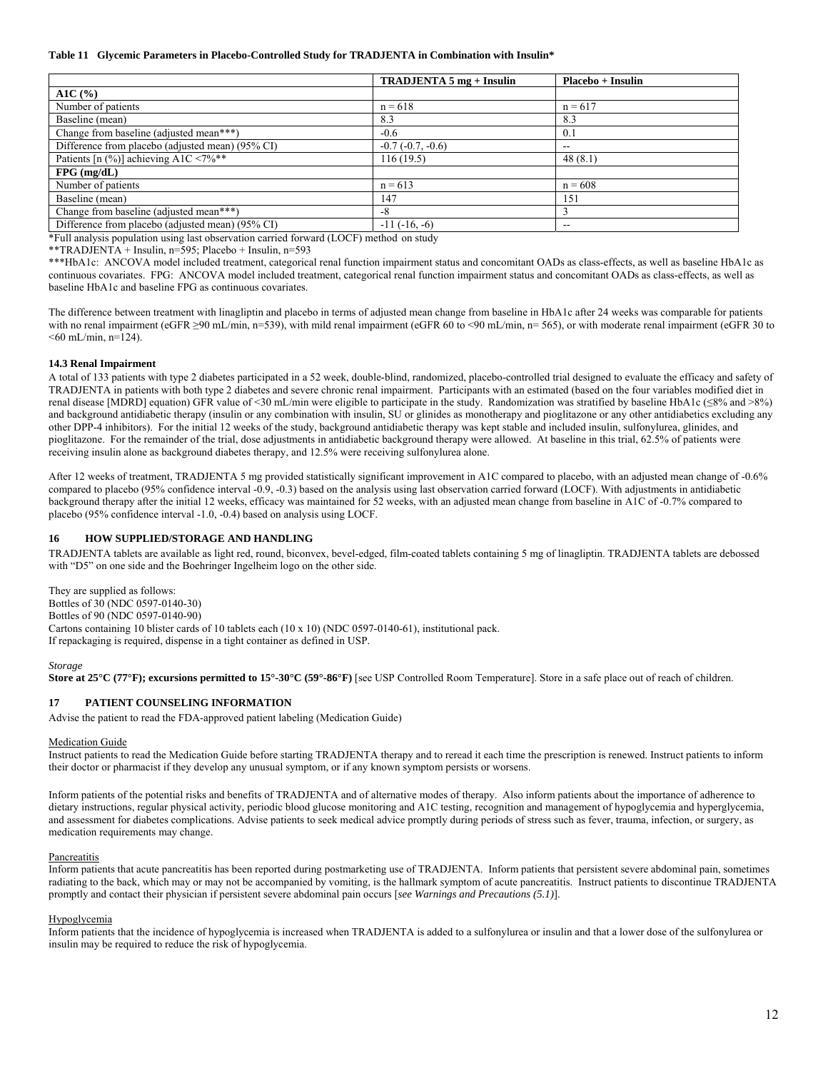**Table 11 Glycemic Parameters in Placebo-Controlled Study for TRADJENTA in Combination with Insulin***

| | TRADJENTA 5 mg + Insulin | Placebo + Insulin |
|---|---|---|
| **A1C (%)** | | |
| Number of patients | n = 618 | n = 617 |
| Baseline (mean) | 8.3 | 8.3 |
| Change from baseline (adjusted mean***) | -0.6 | 0.1 |
| Difference from placebo (adjusted mean) (95% CI) | -0.7 (-0.7, -0.6) | -- |
| Patients [n (%)] achieving A1C <7%** | 116 (19.5) | 48 (8.1) |
| **FPG (mg/dL)** | | |
| Number of patients | n = 613 | n = 608 |
| Baseline (mean) | 147 | 151 |
| Change from baseline (adjusted mean***) | -8 | 3 |
| Difference from placebo (adjusted mean) (95% CI) | -11 (-16, -6) | -- |

*Full analysis population using last observation carried forward (LOCF) method on study

**TRADJENTA + Insulin, n=595; Placebo + Insulin, n=593

***HbA1c: ANCOVA model included treatment, categorical renal function impairment status and concomitant OADs as class-effects, as well as baseline HbA1c as continuous covariates. FPG: ANCOVA model included treatment, categorical renal function impairment status and concomitant OADs as class-effects, as well as baseline HbA1c and baseline FPG as continuous covariates.

The difference between treatment with linagliptin and placebo in terms of adjusted mean change from baseline in HbA1c after 24 weeks was comparable for patients with no renal impairment (eGFR ≥90 mL/min, n=539), with mild renal impairment (eGFR 60 to <90 mL/min, n= 565), or with moderate renal impairment (eGFR 30 to <60 mL/min, n=124).

### 14.3 Renal Impairment

A total of 133 patients with type 2 diabetes participated in a 52 week, double-blind, randomized, placebo-controlled trial designed to evaluate the efficacy and safety of TRADJENTA in patients with both type 2 diabetes and severe chronic renal impairment. Participants with an estimated (based on the four variables modified diet in renal disease [MDRD] equation) GFR value of <30 mL/min were eligible to participate in the study. Randomization was stratified by baseline HbA1c (≤8% and >8%) and background antidiabetic therapy (insulin or any combination with insulin, SU or glinides as monotherapy and pioglitazone or any other antidiabetics excluding any other DPP-4 inhibitors). For the initial 12 weeks of the study, background antidiabetic therapy was kept stable and included insulin, sulfonylurea, glinides, and pioglitazone. For the remainder of the trial, dose adjustments in antidiabetic background therapy were allowed. At baseline in this trial, 62.5% of patients were receiving insulin alone as background diabetes therapy, and 12.5% were receiving sulfonylurea alone.

After 12 weeks of treatment, TRADJENTA 5 mg provided statistically significant improvement in A1C compared to placebo, with an adjusted mean change of -0.6% compared to placebo (95% confidence interval -0.9, -0.3) based on the analysis using last observation carried forward (LOCF). With adjustments in antidiabetic background therapy after the initial 12 weeks, efficacy was maintained for 52 weeks, with an adjusted mean change from baseline in A1C of -0.7% compared to placebo (95% confidence interval -1.0, -0.4) based on analysis using LOCF.

## 16 HOW SUPPLIED/STORAGE AND HANDLING

TRADJENTA tablets are available as light red, round, biconvex, bevel-edged, film-coated tablets containing 5 mg of linagliptin. TRADJENTA tablets are debossed with "D5" on one side and the Boehringer Ingelheim logo on the other side.

They are supplied as follows:
Bottles of 30 (NDC 0597-0140-30)
Bottles of 90 (NDC 0597-0140-90)
Cartons containing 10 blister cards of 10 tablets each (10 x 10) (NDC 0597-0140-61), institutional pack.
If repackaging is required, dispense in a tight container as defined in USP.

*Storage*

**Store at 25°C (77°F); excursions permitted to 15°-30°C (59°-86°F)** [see USP Controlled Room Temperature]. Store in a safe place out of reach of children.

## 17 PATIENT COUNSELING INFORMATION

Advise the patient to read the FDA-approved patient labeling (Medication Guide)

Medication Guide

Instruct patients to read the Medication Guide before starting TRADJENTA therapy and to reread it each time the prescription is renewed. Instruct patients to inform their doctor or pharmacist if they develop any unusual symptom, or if any known symptom persists or worsens.

Inform patients of the potential risks and benefits of TRADJENTA and of alternative modes of therapy. Also inform patients about the importance of adherence to dietary instructions, regular physical activity, periodic blood glucose monitoring and A1C testing, recognition and management of hypoglycemia and hyperglycemia, and assessment for diabetes complications. Advise patients to seek medical advice promptly during periods of stress such as fever, trauma, infection, or surgery, as medication requirements may change.

Pancreatitis

Inform patients that acute pancreatitis has been reported during postmarketing use of TRADJENTA. Inform patients that persistent severe abdominal pain, sometimes radiating to the back, which may or may not be accompanied by vomiting, is the hallmark symptom of acute pancreatitis. Instruct patients to discontinue TRADJENTA promptly and contact their physician if persistent severe abdominal pain occurs [*see Warnings and Precautions (5.1)*].

Hypoglycemia

Inform patients that the incidence of hypoglycemia is increased when TRADJENTA is added to a sulfonylurea or insulin and that a lower dose of the sulfonylurea or insulin may be required to reduce the risk of hypoglycemia.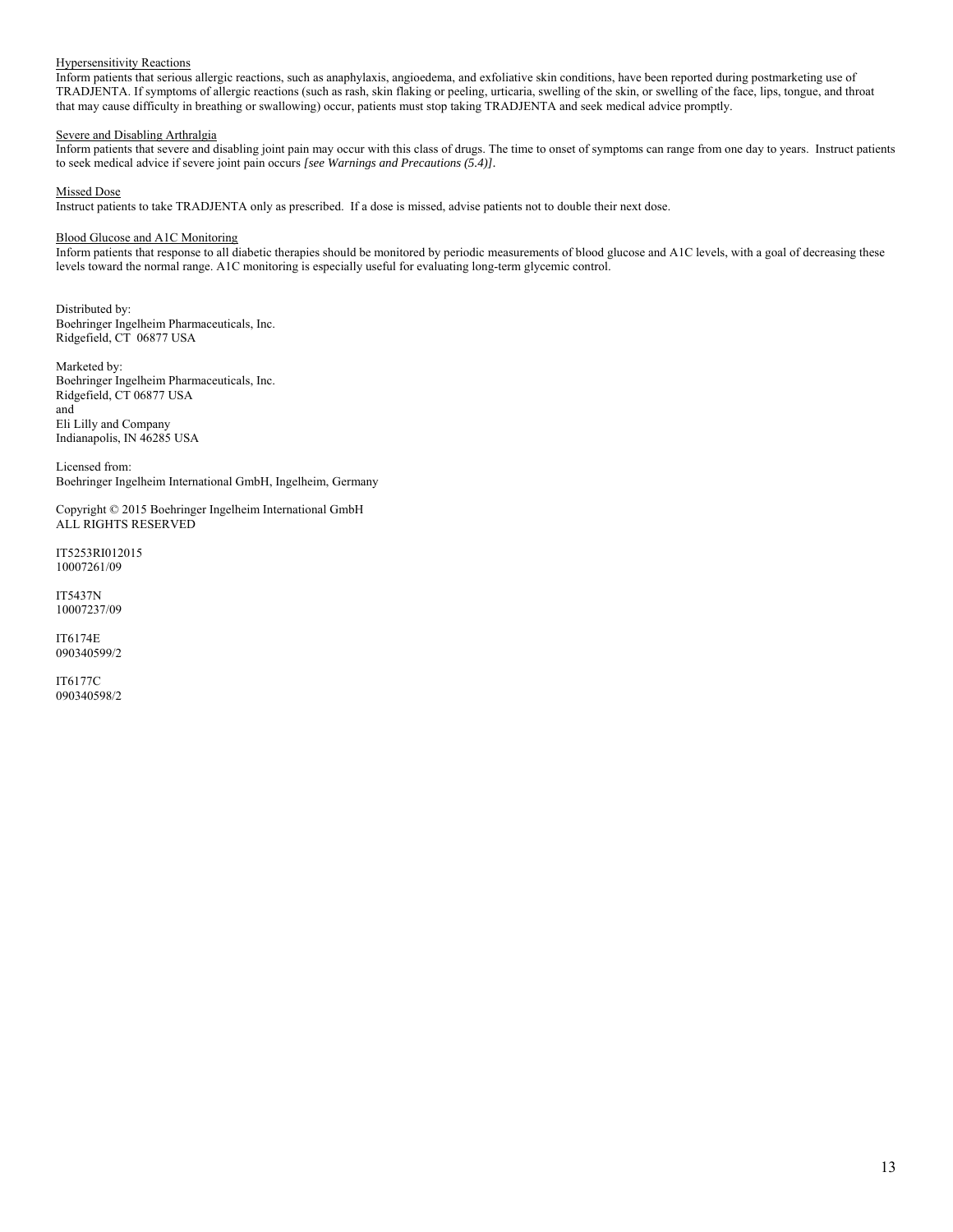Hypersensitivity Reactions

Inform patients that serious allergic reactions, such as anaphylaxis, angioedema, and exfoliative skin conditions, have been reported during postmarketing use of TRADJENTA. If symptoms of allergic reactions (such as rash, skin flaking or peeling, urticaria, swelling of the skin, or swelling of the face, lips, tongue, and throat that may cause difficulty in breathing or swallowing) occur, patients must stop taking TRADJENTA and seek medical advice promptly.

Severe and Disabling Arthralgia

Inform patients that severe and disabling joint pain may occur with this class of drugs. The time to onset of symptoms can range from one day to years. Instruct patients to seek medical advice if severe joint pain occurs *[see Warnings and Precautions (5.4)]*.

Missed Dose

Instruct patients to take TRADJENTA only as prescribed. If a dose is missed, advise patients not to double their next dose.

Blood Glucose and A1C Monitoring

Inform patients that response to all diabetic therapies should be monitored by periodic measurements of blood glucose and A1C levels, with a goal of decreasing these levels toward the normal range. A1C monitoring is especially useful for evaluating long-term glycemic control.

Distributed by:
Boehringer Ingelheim Pharmaceuticals, Inc.
Ridgefield, CT 06877 USA

Marketed by:
Boehringer Ingelheim Pharmaceuticals, Inc.
Ridgefield, CT 06877 USA
and
Eli Lilly and Company
Indianapolis, IN 46285 USA

Licensed from:
Boehringer Ingelheim International GmbH, Ingelheim, Germany

Copyright © 2015 Boehringer Ingelheim International GmbH
ALL RIGHTS RESERVED

IT5253RI012015
10007261/09

IT5437N
10007237/09

IT6174E
090340599/2

IT6177C
090340598/2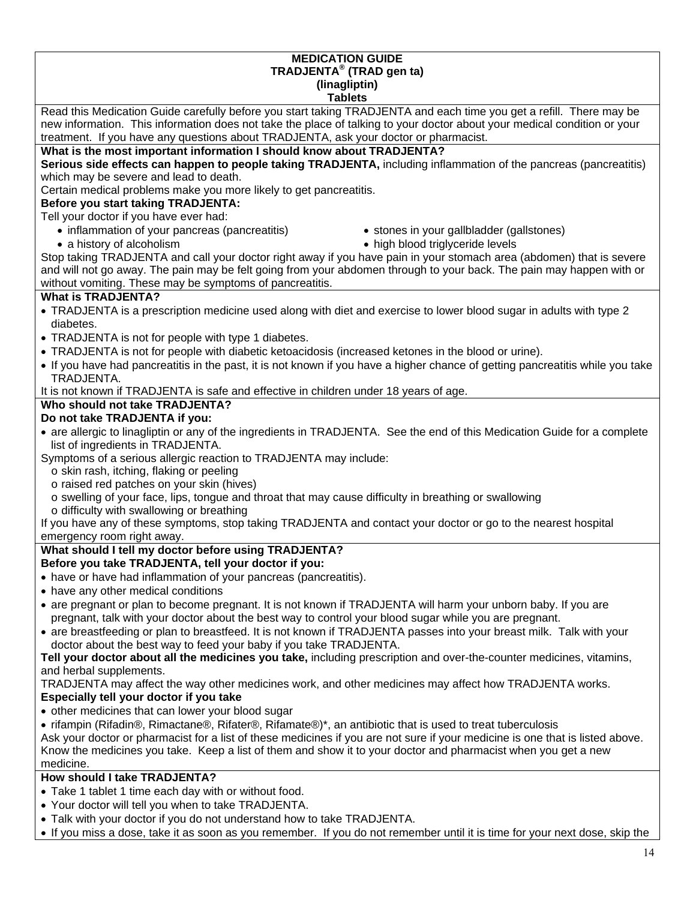# MEDICATION GUIDE
## TRADJENTA® (TRAD gen ta)
## (linagliptin)
## Tablets

Read this Medication Guide carefully before you start taking TRADJENTA and each time you get a refill. There may be new information. This information does not take the place of talking to your doctor about your medical condition or your treatment. If you have any questions about TRADJENTA, ask your doctor or pharmacist.

**What is the most important information I should know about TRADJENTA?**

**Serious side effects can happen to people taking TRADJENTA,** including inflammation of the pancreas (pancreatitis) which may be severe and lead to death.

Certain medical problems make you more likely to get pancreatitis.

**Before you start taking TRADJENTA:**

Tell your doctor if you have ever had:

- inflammation of your pancreas (pancreatitis)
- stones in your gallbladder (gallstones)
- a history of alcoholism
- high blood triglyceride levels

Stop taking TRADJENTA and call your doctor right away if you have pain in your stomach area (abdomen) that is severe and will not go away. The pain may be felt going from your abdomen through to your back. The pain may happen with or without vomiting. These may be symptoms of pancreatitis.

**What is TRADJENTA?**

- TRADJENTA is a prescription medicine used along with diet and exercise to lower blood sugar in adults with type 2 diabetes.
- TRADJENTA is not for people with type 1 diabetes.
- TRADJENTA is not for people with diabetic ketoacidosis (increased ketones in the blood or urine).
- If you have had pancreatitis in the past, it is not known if you have a higher chance of getting pancreatitis while you take TRADJENTA.

It is not known if TRADJENTA is safe and effective in children under 18 years of age.

**Who should not take TRADJENTA?**

**Do not take TRADJENTA if you:**

- are allergic to linagliptin or any of the ingredients in TRADJENTA. See the end of this Medication Guide for a complete list of ingredients in TRADJENTA.

Symptoms of a serious allergic reaction to TRADJENTA may include:

- skin rash, itching, flaking or peeling
- raised red patches on your skin (hives)
- swelling of your face, lips, tongue and throat that may cause difficulty in breathing or swallowing
- difficulty with swallowing or breathing

If you have any of these symptoms, stop taking TRADJENTA and contact your doctor or go to the nearest hospital emergency room right away.

**What should I tell my doctor before using TRADJENTA?**

**Before you take TRADJENTA, tell your doctor if you:**

- have or have had inflammation of your pancreas (pancreatitis).
- have any other medical conditions
- are pregnant or plan to become pregnant. It is not known if TRADJENTA will harm your unborn baby. If you are pregnant, talk with your doctor about the best way to control your blood sugar while you are pregnant.
- are breastfeeding or plan to breastfeed. It is not known if TRADJENTA passes into your breast milk. Talk with your doctor about the best way to feed your baby if you take TRADJENTA.

**Tell your doctor about all the medicines you take,** including prescription and over-the-counter medicines, vitamins, and herbal supplements.

TRADJENTA may affect the way other medicines work, and other medicines may affect how TRADJENTA works.

**Especially tell your doctor if you take**

- other medicines that can lower your blood sugar
- rifampin (Rifadin®, Rimactane®, Rifater®, Rifamate®)*, an antibiotic that is used to treat tuberculosis

Ask your doctor or pharmacist for a list of these medicines if you are not sure if your medicine is one that is listed above.

Know the medicines you take. Keep a list of them and show it to your doctor and pharmacist when you get a new medicine.

**How should I take TRADJENTA?**

- Take 1 tablet 1 time each day with or without food.
- Your doctor will tell you when to take TRADJENTA.
- Talk with your doctor if you do not understand how to take TRADJENTA.
- If you miss a dose, take it as soon as you remember. If you do not remember until it is time for your next dose, skip the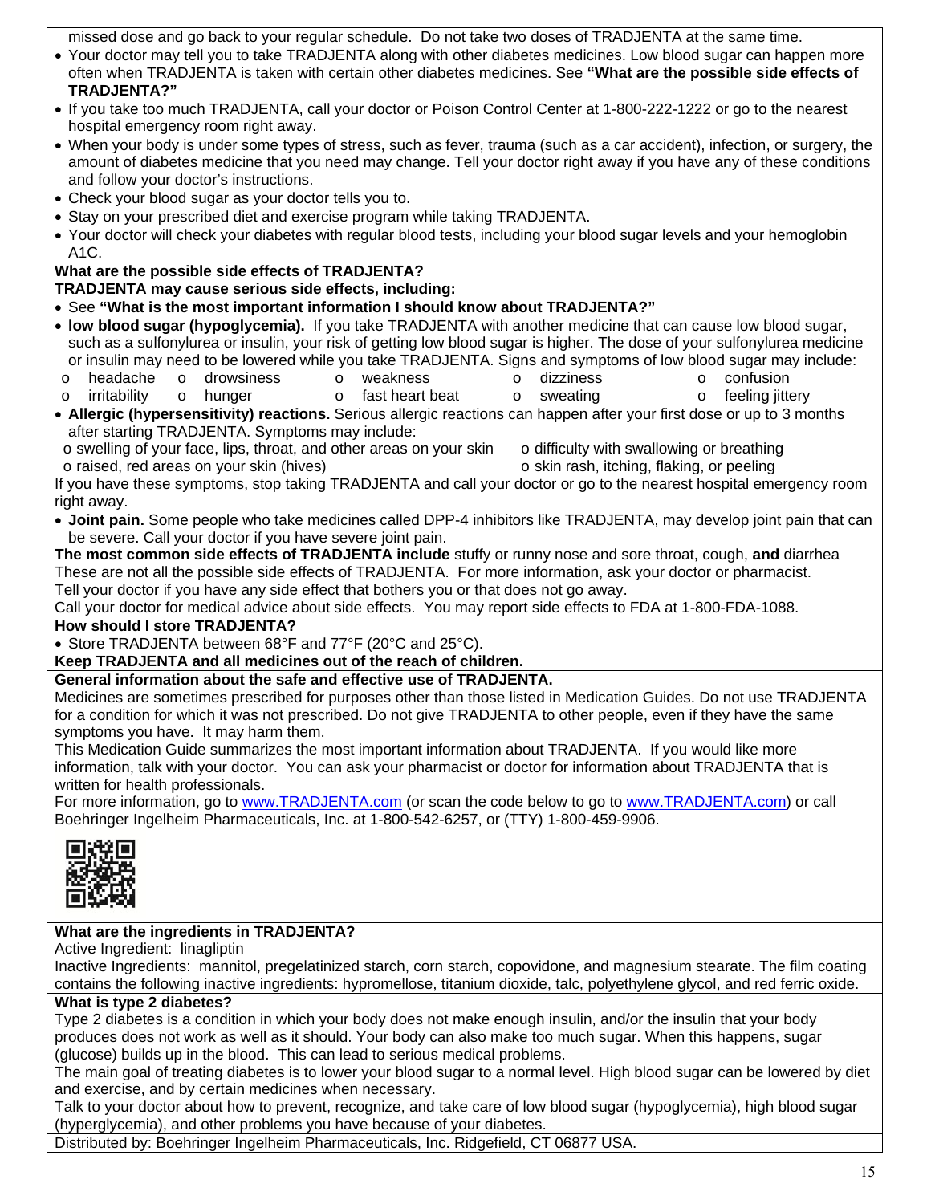missed dose and go back to your regular schedule. Do not take two doses of TRADJENTA at the same time.

- Your doctor may tell you to take TRADJENTA along with other diabetes medicines. Low blood sugar can happen more often when TRADJENTA is taken with certain other diabetes medicines. See **"What are the possible side effects of TRADJENTA?"**
- If you take too much TRADJENTA, call your doctor or Poison Control Center at 1-800-222-1222 or go to the nearest hospital emergency room right away.
- When your body is under some types of stress, such as fever, trauma (such as a car accident), infection, or surgery, the amount of diabetes medicine that you need may change. Tell your doctor right away if you have any of these conditions and follow your doctor's instructions.
- Check your blood sugar as your doctor tells you to.
- Stay on your prescribed diet and exercise program while taking TRADJENTA.
- Your doctor will check your diabetes with regular blood tests, including your blood sugar levels and your hemoglobin A1C.

**What are the possible side effects of TRADJENTA?**

**TRADJENTA may cause serious side effects, including:**

- See **"What is the most important information I should know about TRADJENTA?"**
- **low blood sugar (hypoglycemia).** If you take TRADJENTA with another medicine that can cause low blood sugar, such as a sulfonylurea or insulin, your risk of getting low blood sugar is higher. The dose of your sulfonylurea medicine or insulin may need to be lowered while you take TRADJENTA. Signs and symptoms of low blood sugar may include:
  - headache
  - drowsiness
  - weakness
  - dizziness
  - confusion
  - irritability
  - hunger
  - fast heart beat
  - sweating
  - feeling jittery
- **Allergic (hypersensitivity) reactions.** Serious allergic reactions can happen after your first dose or up to 3 months after starting TRADJENTA. Symptoms may include:
  - swelling of your face, lips, throat, and other areas on your skin
  - difficulty with swallowing or breathing
  - raised, red areas on your skin (hives)
  - skin rash, itching, flaking, or peeling

If you have these symptoms, stop taking TRADJENTA and call your doctor or go to the nearest hospital emergency room right away.

- **Joint pain.** Some people who take medicines called DPP-4 inhibitors like TRADJENTA, may develop joint pain that can be severe. Call your doctor if you have severe joint pain.

**The most common side effects of TRADJENTA include** stuffy or runny nose and sore throat, cough, **and** diarrhea

These are not all the possible side effects of TRADJENTA. For more information, ask your doctor or pharmacist.

Tell your doctor if you have any side effect that bothers you or that does not go away.

Call your doctor for medical advice about side effects. You may report side effects to FDA at 1-800-FDA-1088.

**How should I store TRADJENTA?**

- Store TRADJENTA between 68°F and 77°F (20°C and 25°C).

**Keep TRADJENTA and all medicines out of the reach of children.**

**General information about the safe and effective use of TRADJENTA.**

Medicines are sometimes prescribed for purposes other than those listed in Medication Guides. Do not use TRADJENTA for a condition for which it was not prescribed. Do not give TRADJENTA to other people, even if they have the same symptoms you have. It may harm them.

This Medication Guide summarizes the most important information about TRADJENTA. If you would like more information, talk with your doctor. You can ask your pharmacist or doctor for information about TRADJENTA that is written for health professionals.

For more information, go to www.TRADJENTA.com (or scan the code below to go to www.TRADJENTA.com) or call Boehringer Ingelheim Pharmaceuticals, Inc. at 1-800-542-6257, or (TTY) 1-800-459-9906.

**What are the ingredients in TRADJENTA?**

Active Ingredient: linagliptin

Inactive Ingredients: mannitol, pregelatinized starch, corn starch, copovidone, and magnesium stearate. The film coating contains the following inactive ingredients: hypromellose, titanium dioxide, talc, polyethylene glycol, and red ferric oxide.

**What is type 2 diabetes?**

Type 2 diabetes is a condition in which your body does not make enough insulin, and/or the insulin that your body produces does not work as well as it should. Your body can also make too much sugar. When this happens, sugar (glucose) builds up in the blood. This can lead to serious medical problems.

The main goal of treating diabetes is to lower your blood sugar to a normal level. High blood sugar can be lowered by diet and exercise, and by certain medicines when necessary.

Talk to your doctor about how to prevent, recognize, and take care of low blood sugar (hypoglycemia), high blood sugar (hyperglycemia), and other problems you have because of your diabetes.

Distributed by: Boehringer Ingelheim Pharmaceuticals, Inc. Ridgefield, CT 06877 USA.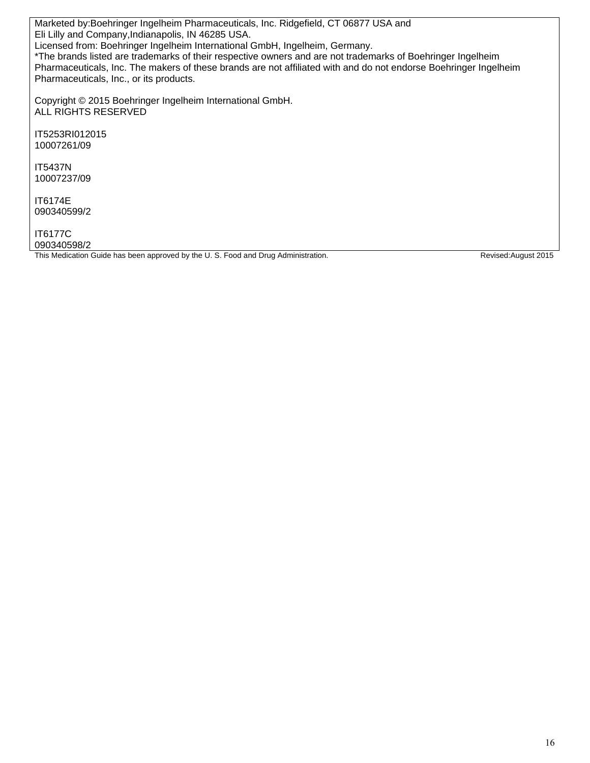Marketed by:Boehringer Ingelheim Pharmaceuticals, Inc. Ridgefield, CT 06877 USA and
Eli Lilly and Company,Indianapolis, IN 46285 USA.
Licensed from: Boehringer Ingelheim International GmbH, Ingelheim, Germany.
*The brands listed are trademarks of their respective owners and are not trademarks of Boehringer Ingelheim Pharmaceuticals, Inc. The makers of these brands are not affiliated with and do not endorse Boehringer Ingelheim Pharmaceuticals, Inc., or its products.

Copyright © 2015 Boehringer Ingelheim International GmbH.
ALL RIGHTS RESERVED

IT5253RI012015
10007261/09

IT5437N
10007237/09

IT6174E
090340599/2

IT6177C
090340598/2

This Medication Guide has been approved by the U. S. Food and Drug Administration. Revised:August 2015